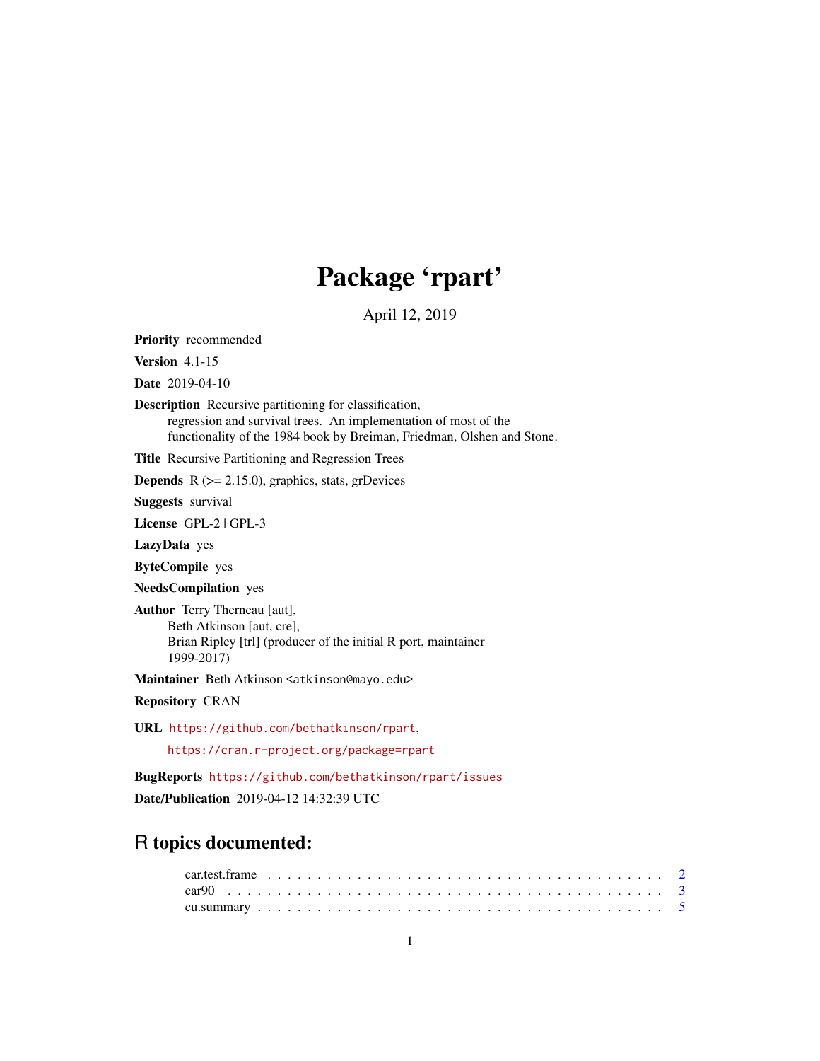// Package 'rpart'

April 12, 2019

**Priority** recommended

**Version** 4.1-15

**Date** 2019-04-10

**Description** Recursive partitioning for classification,
regression and survival trees. An implementation of most of the
functionality of the 1984 book by Breiman, Friedman, Olshen and Stone.

**Title** Recursive Partitioning and Regression Trees

**Depends** R (>= 2.15.0), graphics, stats, grDevices

**Suggests** survival

**License** GPL-2 | GPL-3

**LazyData** yes

**ByteCompile** yes

**NeedsCompilation** yes

**Author** Terry Therneau [aut],
Beth Atkinson [aut, cre],
Brian Ripley [trl] (producer of the initial R port, maintainer
1999-2017)

**Maintainer** Beth Atkinson <atkinson@mayo.edu>

**Repository** CRAN

**URL** https://github.com/bethatkinson/rpart,
https://cran.r-project.org/package=rpart

**BugReports** https://github.com/bethatkinson/rpart/issues

**Date/Publication** 2019-04-12 14:32:39 UTC

## R topics documented:

- car.test.frame . . . . . . . . . . . . . . . . . . . . . . . . . . . . . . . . . . . . . . . . 2
- car90 . . . . . . . . . . . . . . . . . . . . . . . . . . . . . . . . . . . . . . . . . . . . . 3
- cu.summary . . . . . . . . . . . . . . . . . . . . . . . . . . . . . . . . . . . . . . . . . . 5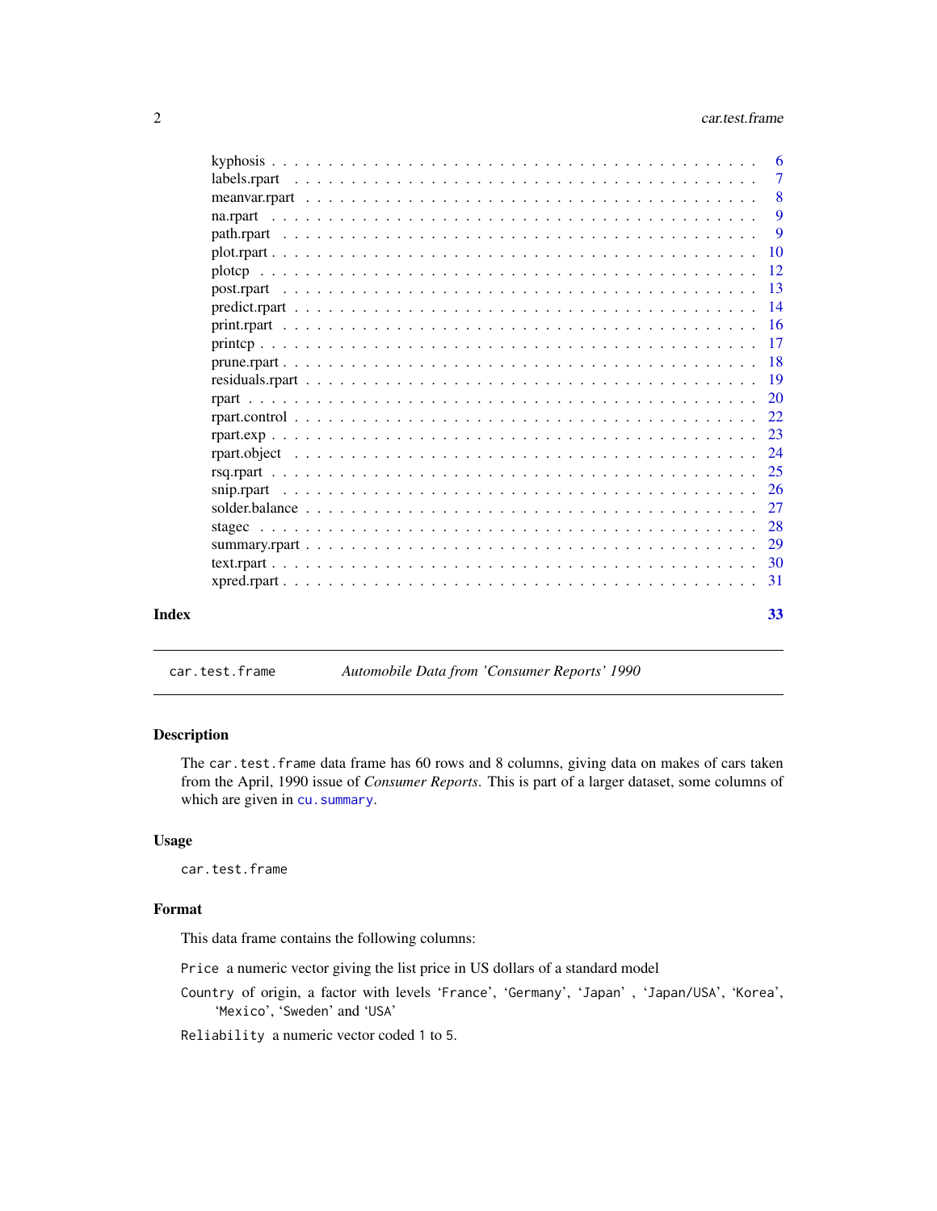kyphosis . . . . . . . . . . . . . . . . . . . . . . . . . . . . . . . . . . . . . . . 6
labels.rpart . . . . . . . . . . . . . . . . . . . . . . . . . . . . . . . . . . . . . 7
meanvar.rpart . . . . . . . . . . . . . . . . . . . . . . . . . . . . . . . . . . . . 8
na.rpart . . . . . . . . . . . . . . . . . . . . . . . . . . . . . . . . . . . . . . . 9
path.rpart . . . . . . . . . . . . . . . . . . . . . . . . . . . . . . . . . . . . . . 9
plot.rpart . . . . . . . . . . . . . . . . . . . . . . . . . . . . . . . . . . . . . . 10
plotcp . . . . . . . . . . . . . . . . . . . . . . . . . . . . . . . . . . . . . . . . 12
post.rpart . . . . . . . . . . . . . . . . . . . . . . . . . . . . . . . . . . . . . . 13
predict.rpart . . . . . . . . . . . . . . . . . . . . . . . . . . . . . . . . . . . . 14
print.rpart . . . . . . . . . . . . . . . . . . . . . . . . . . . . . . . . . . . . . 16
printcp . . . . . . . . . . . . . . . . . . . . . . . . . . . . . . . . . . . . . . . 17
prune.rpart . . . . . . . . . . . . . . . . . . . . . . . . . . . . . . . . . . . . . 18
residuals.rpart . . . . . . . . . . . . . . . . . . . . . . . . . . . . . . . . . . . 19
rpart . . . . . . . . . . . . . . . . . . . . . . . . . . . . . . . . . . . . . . . . 20
rpart.control . . . . . . . . . . . . . . . . . . . . . . . . . . . . . . . . . . . . 22
rpart.exp . . . . . . . . . . . . . . . . . . . . . . . . . . . . . . . . . . . . . . 23
rpart.object . . . . . . . . . . . . . . . . . . . . . . . . . . . . . . . . . . . . . 24
rsq.rpart . . . . . . . . . . . . . . . . . . . . . . . . . . . . . . . . . . . . . . 25
snip.rpart . . . . . . . . . . . . . . . . . . . . . . . . . . . . . . . . . . . . . . 26
solder.balance . . . . . . . . . . . . . . . . . . . . . . . . . . . . . . . . . . . . 27
stagec . . . . . . . . . . . . . . . . . . . . . . . . . . . . . . . . . . . . . . . . 28
summary.rpart . . . . . . . . . . . . . . . . . . . . . . . . . . . . . . . . . . . . 29
text.rpart . . . . . . . . . . . . . . . . . . . . . . . . . . . . . . . . . . . . . . 30
xpred.rpart . . . . . . . . . . . . . . . . . . . . . . . . . . . . . . . . . . . . . 31

**Index** 33

---

`car.test.frame` *Automobile Data from 'Consumer Reports' 1990*

---

## Description

The `car.test.frame` data frame has 60 rows and 8 columns, giving data on makes of cars taken from the April, 1990 issue of *Consumer Reports*. This is part of a larger dataset, some columns of which are given in `cu.summary`.

## Usage

```
car.test.frame
```

## Format

This data frame contains the following columns:

`Price` a numeric vector giving the list price in US dollars of a standard model

`Country` of origin, a factor with levels 'France', 'Germany', 'Japan' , 'Japan/USA', 'Korea', 'Mexico', 'Sweden' and 'USA'

`Reliability` a numeric vector coded 1 to 5.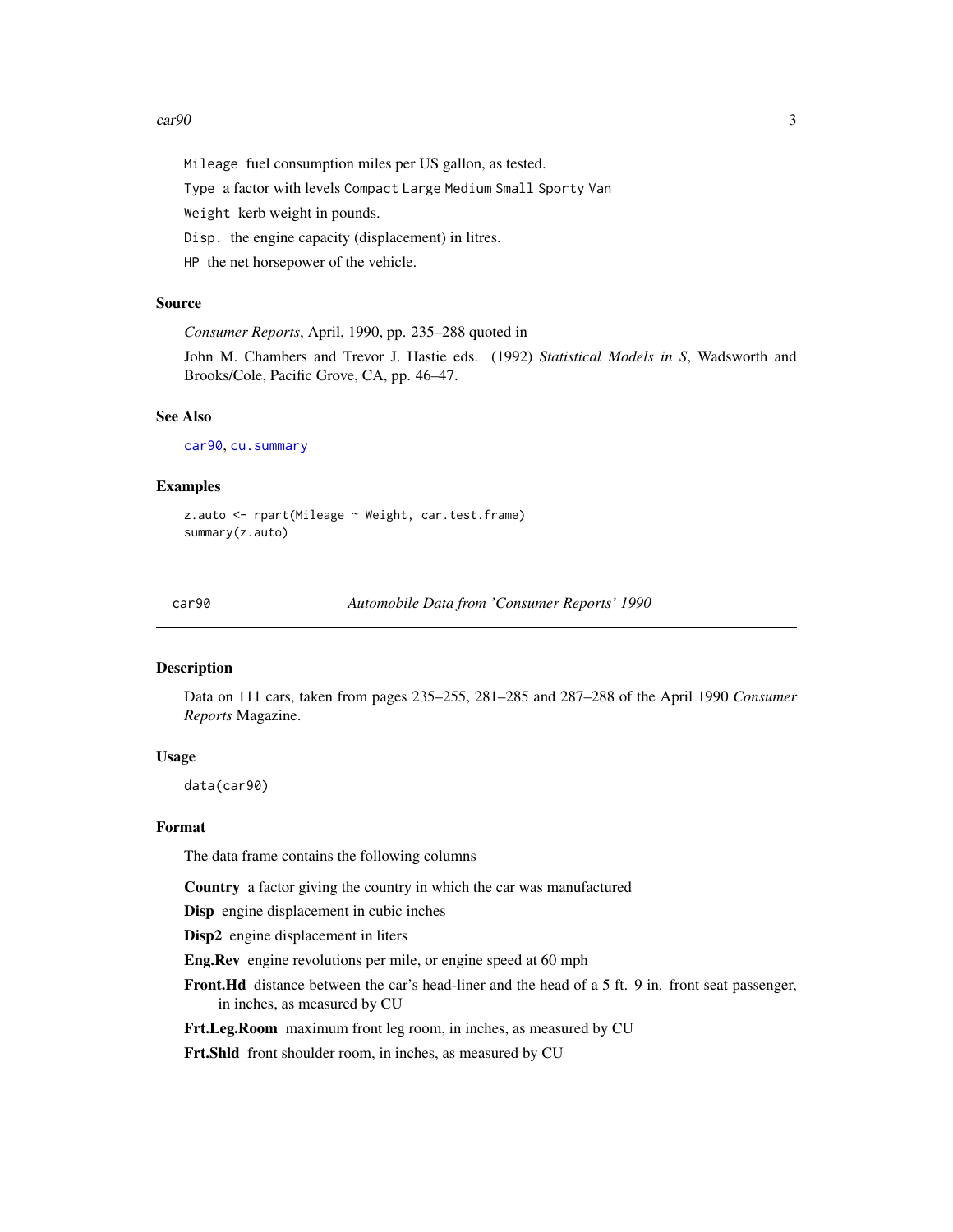Mileage fuel consumption miles per US gallon, as tested.

Type a factor with levels Compact Large Medium Small Sporty Van

Weight kerb weight in pounds.

Disp. the engine capacity (displacement) in litres.

HP the net horsepower of the vehicle.

### Source

*Consumer Reports*, April, 1990, pp. 235–288 quoted in

John M. Chambers and Trevor J. Hastie eds. (1992) *Statistical Models in S*, Wadsworth and Brooks/Cole, Pacific Grove, CA, pp. 46–47.

### See Also

car90, cu.summary

### Examples

```
z.auto <- rpart(Mileage ~ Weight, car.test.frame)
summary(z.auto)
```

---

## car90 *Automobile Data from 'Consumer Reports' 1990*

### Description

Data on 111 cars, taken from pages 235–255, 281–285 and 287–288 of the April 1990 *Consumer Reports* Magazine.

### Usage

```
data(car90)
```

### Format

The data frame contains the following columns

**Country** a factor giving the country in which the car was manufactured

**Disp** engine displacement in cubic inches

**Disp2** engine displacement in liters

**Eng.Rev** engine revolutions per mile, or engine speed at 60 mph

**Front.Hd** distance between the car's head-liner and the head of a 5 ft. 9 in. front seat passenger, in inches, as measured by CU

**Frt.Leg.Room** maximum front leg room, in inches, as measured by CU

**Frt.Shld** front shoulder room, in inches, as measured by CU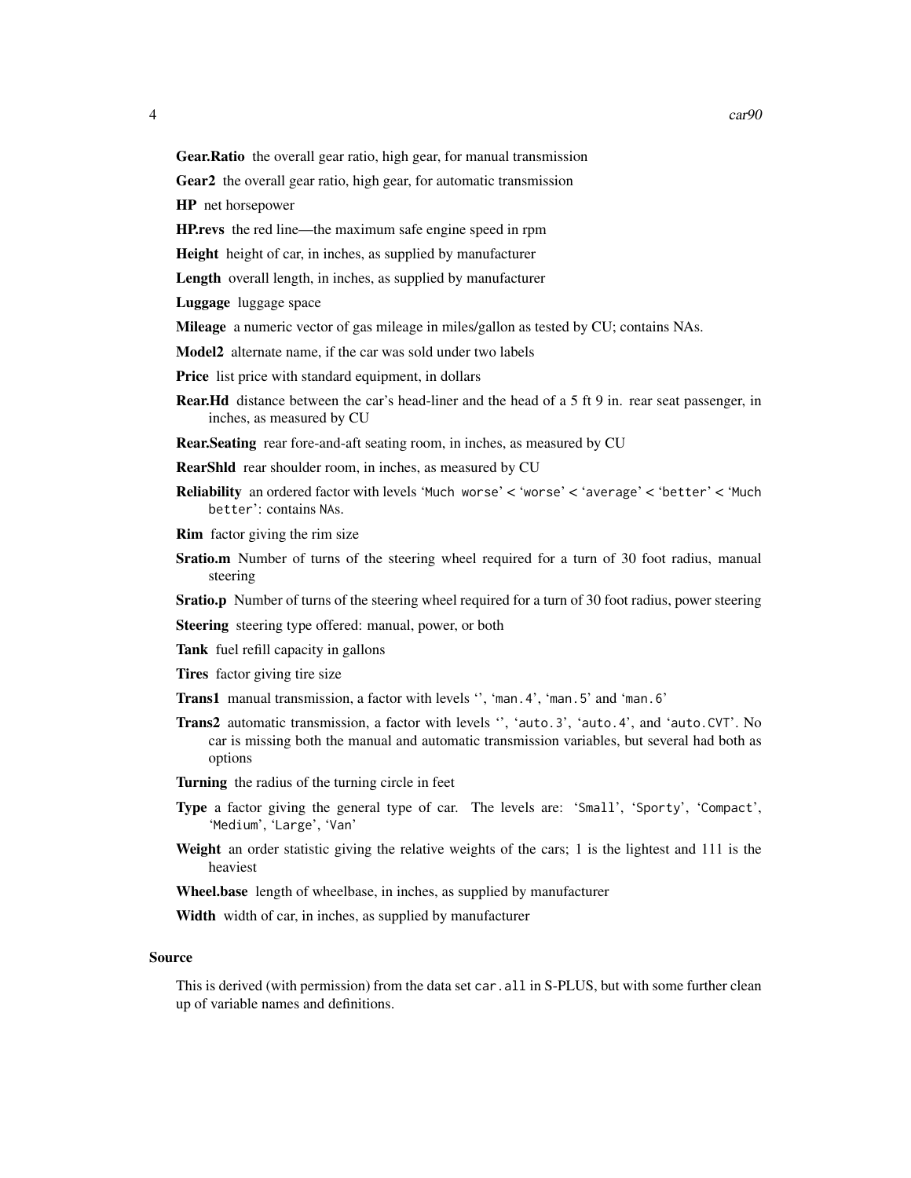**Gear.Ratio** the overall gear ratio, high gear, for manual transmission

**Gear2** the overall gear ratio, high gear, for automatic transmission

**HP** net horsepower

**HP.revs** the red line—the maximum safe engine speed in rpm

**Height** height of car, in inches, as supplied by manufacturer

**Length** overall length, in inches, as supplied by manufacturer

**Luggage** luggage space

**Mileage** a numeric vector of gas mileage in miles/gallon as tested by CU; contains NAs.

**Model2** alternate name, if the car was sold under two labels

**Price** list price with standard equipment, in dollars

**Rear.Hd** distance between the car's head-liner and the head of a 5 ft 9 in. rear seat passenger, in inches, as measured by CU

**Rear.Seating** rear fore-and-aft seating room, in inches, as measured by CU

**RearShld** rear shoulder room, in inches, as measured by CU

**Reliability** an ordered factor with levels 'Much worse' < 'worse' < 'average' < 'better' < 'Much better': contains NAs.

**Rim** factor giving the rim size

**Sratio.m** Number of turns of the steering wheel required for a turn of 30 foot radius, manual steering

**Sratio.p** Number of turns of the steering wheel required for a turn of 30 foot radius, power steering

**Steering** steering type offered: manual, power, or both

**Tank** fuel refill capacity in gallons

**Tires** factor giving tire size

**Trans1** manual transmission, a factor with levels '', 'man.4', 'man.5' and 'man.6'

**Trans2** automatic transmission, a factor with levels '', 'auto.3', 'auto.4', and 'auto.CVT'. No car is missing both the manual and automatic transmission variables, but several had both as options

**Turning** the radius of the turning circle in feet

**Type** a factor giving the general type of car. The levels are: 'Small', 'Sporty', 'Compact', 'Medium', 'Large', 'Van'

**Weight** an order statistic giving the relative weights of the cars; 1 is the lightest and 111 is the heaviest

**Wheel.base** length of wheelbase, in inches, as supplied by manufacturer

**Width** width of car, in inches, as supplied by manufacturer

### Source

This is derived (with permission) from the data set car.all in S-PLUS, but with some further clean up of variable names and definitions.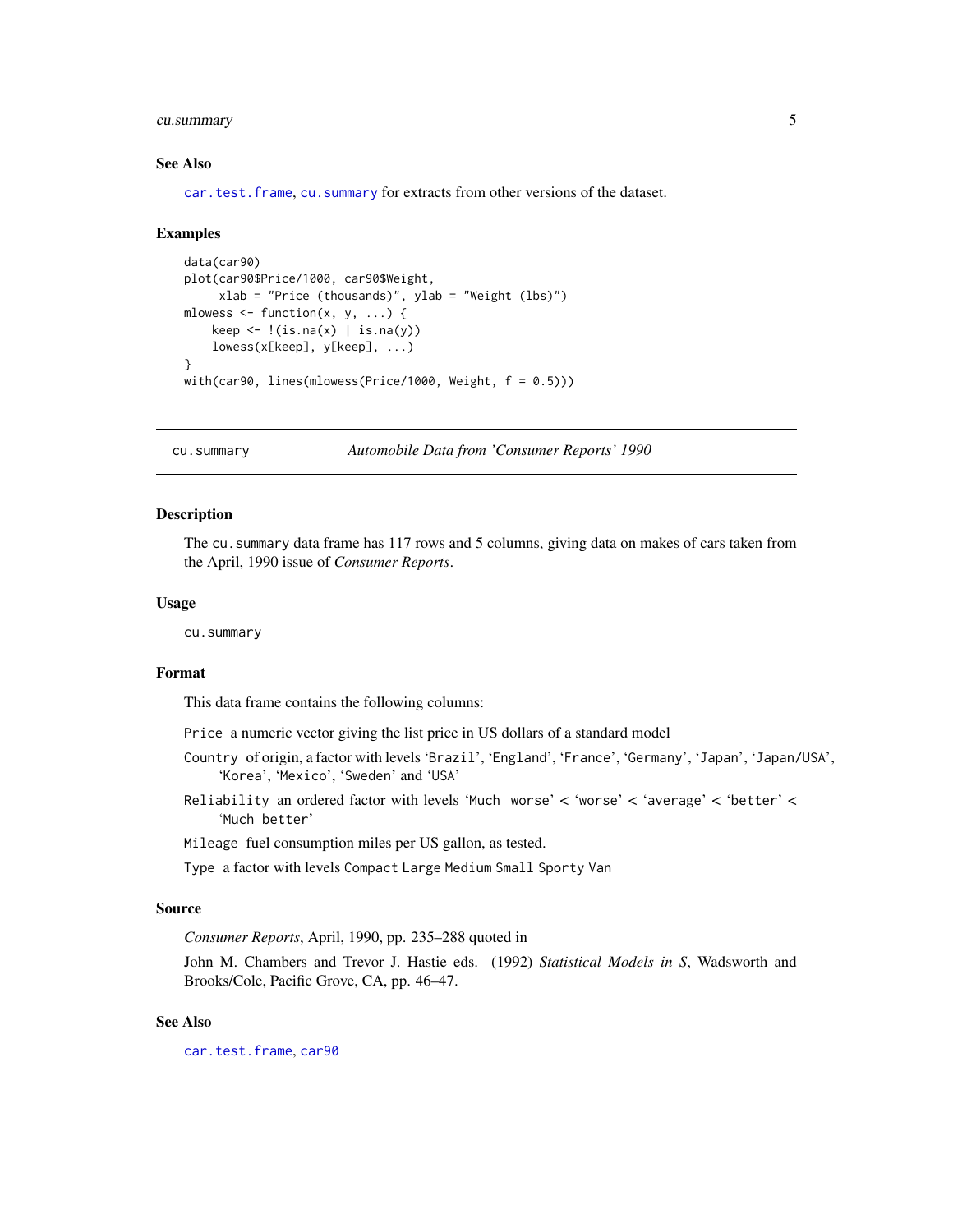## See Also

car.test.frame, cu.summary for extracts from other versions of the dataset.

## Examples

```
data(car90)
plot(car90$Price/1000, car90$Weight,
     xlab = "Price (thousands)", ylab = "Weight (lbs)")
mlowess <- function(x, y, ...) {
    keep <- !(is.na(x) | is.na(y))
    lowess(x[keep], y[keep], ...)
}
with(car90, lines(mlowess(Price/1000, Weight, f = 0.5)))
```

---

# cu.summary — *Automobile Data from 'Consumer Reports' 1990*

## Description

The cu.summary data frame has 117 rows and 5 columns, giving data on makes of cars taken from the April, 1990 issue of *Consumer Reports*.

## Usage

```
cu.summary
```

## Format

This data frame contains the following columns:

- `Price` a numeric vector giving the list price in US dollars of a standard model
- `Country` of origin, a factor with levels 'Brazil', 'England', 'France', 'Germany', 'Japan', 'Japan/USA', 'Korea', 'Mexico', 'Sweden' and 'USA'
- `Reliability` an ordered factor with levels 'Much worse' < 'worse' < 'average' < 'better' < 'Much better'
- `Mileage` fuel consumption miles per US gallon, as tested.
- `Type` a factor with levels Compact Large Medium Small Sporty Van

## Source

*Consumer Reports*, April, 1990, pp. 235–288 quoted in

John M. Chambers and Trevor J. Hastie eds. (1992) *Statistical Models in S*, Wadsworth and Brooks/Cole, Pacific Grove, CA, pp. 46–47.

## See Also

car.test.frame, car90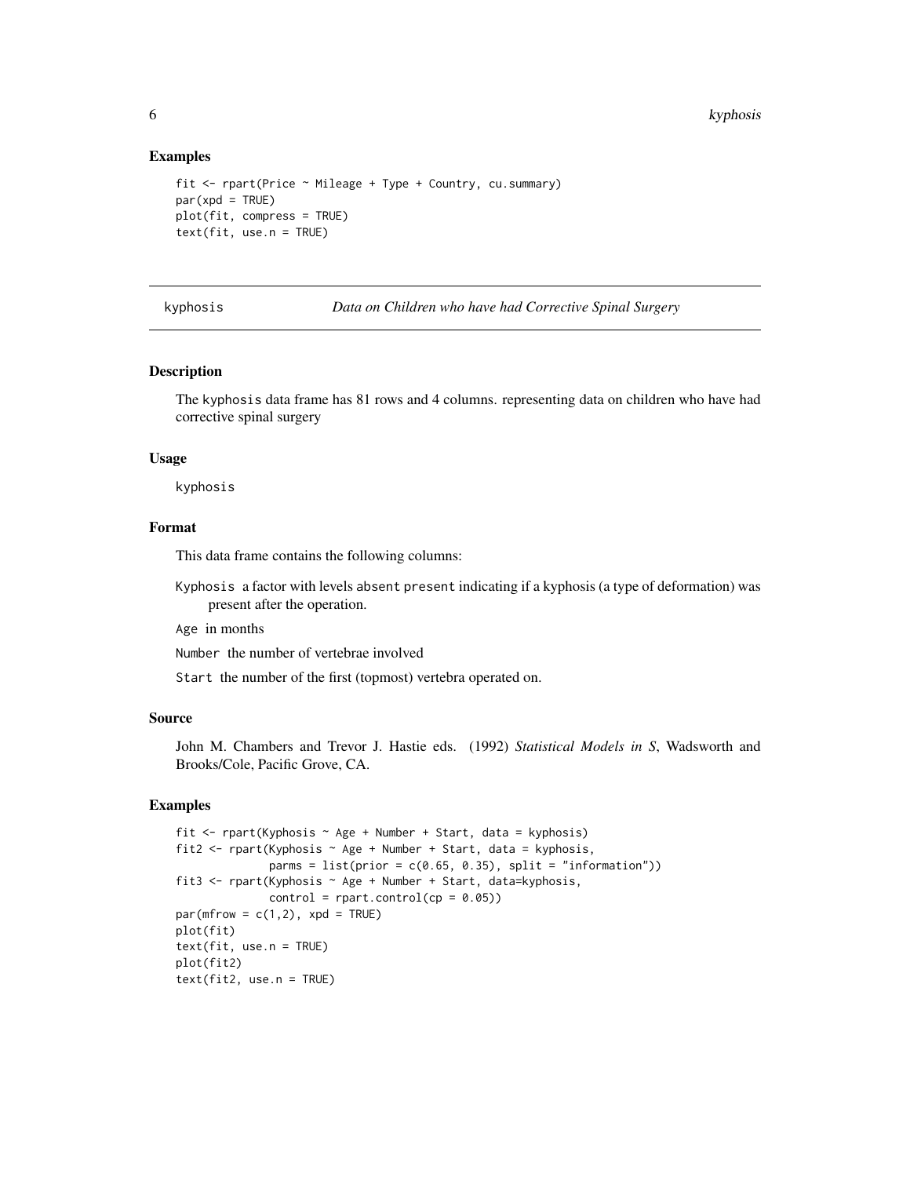### Examples

```
fit <- rpart(Price ~ Mileage + Type + Country, cu.summary)
par(xpd = TRUE)
plot(fit, compress = TRUE)
text(fit, use.n = TRUE)
```

---

## kyphosis — *Data on Children who have had Corrective Spinal Surgery*

---

### Description

The kyphosis data frame has 81 rows and 4 columns. representing data on children who have had corrective spinal surgery

### Usage

```
kyphosis
```

### Format

This data frame contains the following columns:

- `Kyphosis` a factor with levels `absent` `present` indicating if a kyphosis (a type of deformation) was present after the operation.
- `Age` in months
- `Number` the number of vertebrae involved
- `Start` the number of the first (topmost) vertebra operated on.

### Source

John M. Chambers and Trevor J. Hastie eds. (1992) *Statistical Models in S*, Wadsworth and Brooks/Cole, Pacific Grove, CA.

### Examples

```
fit <- rpart(Kyphosis ~ Age + Number + Start, data = kyphosis)
fit2 <- rpart(Kyphosis ~ Age + Number + Start, data = kyphosis,
              parms = list(prior = c(0.65, 0.35), split = "information"))
fit3 <- rpart(Kyphosis ~ Age + Number + Start, data=kyphosis,
              control = rpart.control(cp = 0.05))
par(mfrow = c(1,2), xpd = TRUE)
plot(fit)
text(fit, use.n = TRUE)
plot(fit2)
text(fit2, use.n = TRUE)
```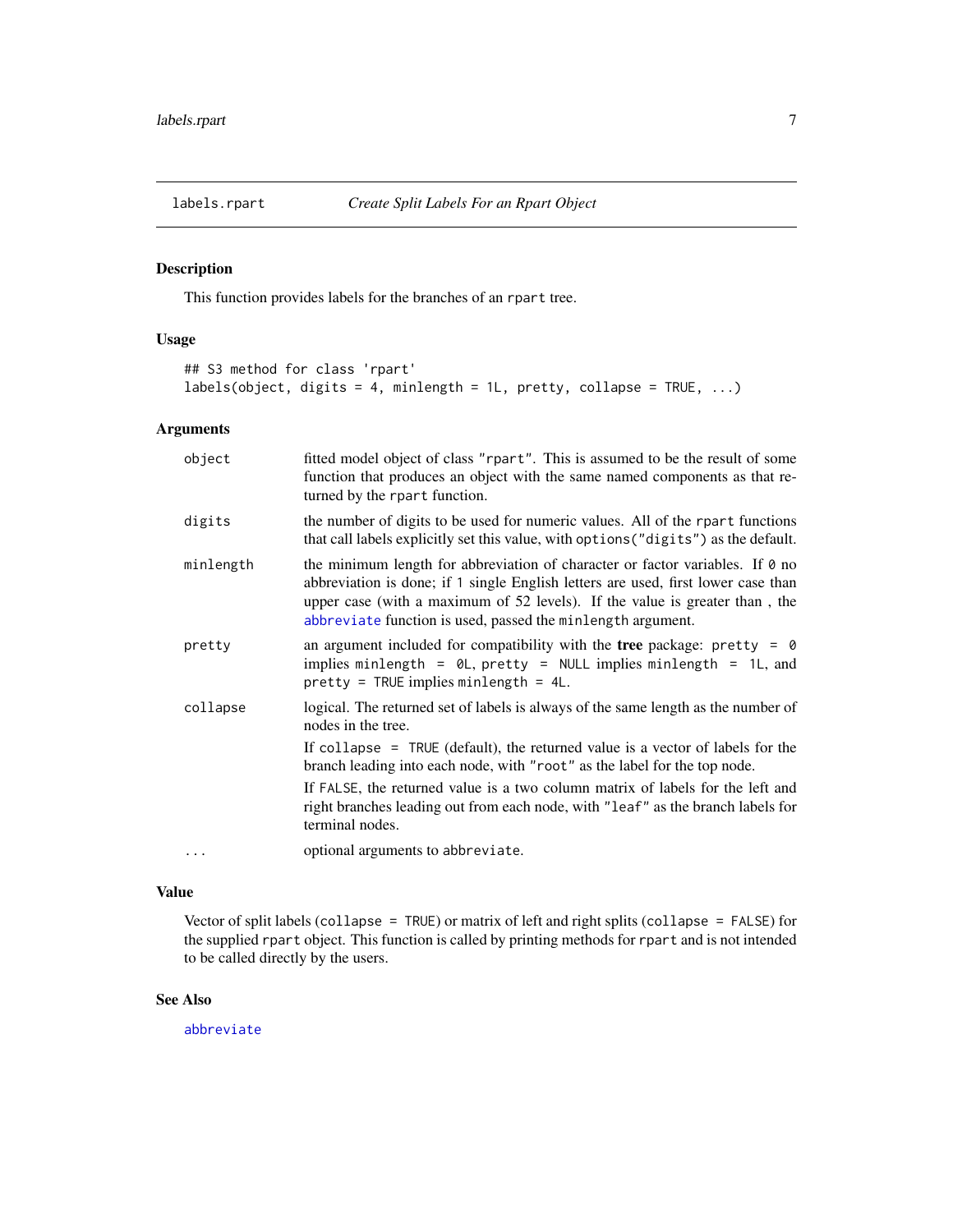labels.rpart *Create Split Labels For an Rpart Object*

## Description

This function provides labels for the branches of an `rpart` tree.

## Usage

```
## S3 method for class 'rpart'
labels(object, digits = 4, minlength = 1L, pretty, collapse = TRUE, ...)
```

## Arguments

| | |
|---|---|
| object | fitted model object of class "rpart". This is assumed to be the result of some function that produces an object with the same named components as that returned by the `rpart` function. |
| digits | the number of digits to be used for numeric values. All of the `rpart` functions that call labels explicitly set this value, with `options("digits")` as the default. |
| minlength | the minimum length for abbreviation of character or factor variables. If `0` no abbreviation is done; if `1` single English letters are used, first lower case than upper case (with a maximum of 52 levels). If the value is greater than , the `abbreviate` function is used, passed the `minlength` argument. |
| pretty | an argument included for compatibility with the **tree** package: `pretty = 0` implies `minlength = 0L`, `pretty = NULL` implies `minlength = 1L`, and `pretty = TRUE` implies `minlength = 4L`. |
| collapse | logical. The returned set of labels is always of the same length as the number of nodes in the tree.<br><br>If `collapse = TRUE` (default), the returned value is a vector of labels for the branch leading into each node, with "root" as the label for the top node.<br><br>If `FALSE`, the returned value is a two column matrix of labels for the left and right branches leading out from each node, with "leaf" as the branch labels for terminal nodes. |
| ... | optional arguments to `abbreviate`. |

## Value

Vector of split labels (`collapse = TRUE`) or matrix of left and right splits (`collapse = FALSE`) for the supplied `rpart` object. This function is called by printing methods for `rpart` and is not intended to be called directly by the users.

## See Also

`abbreviate`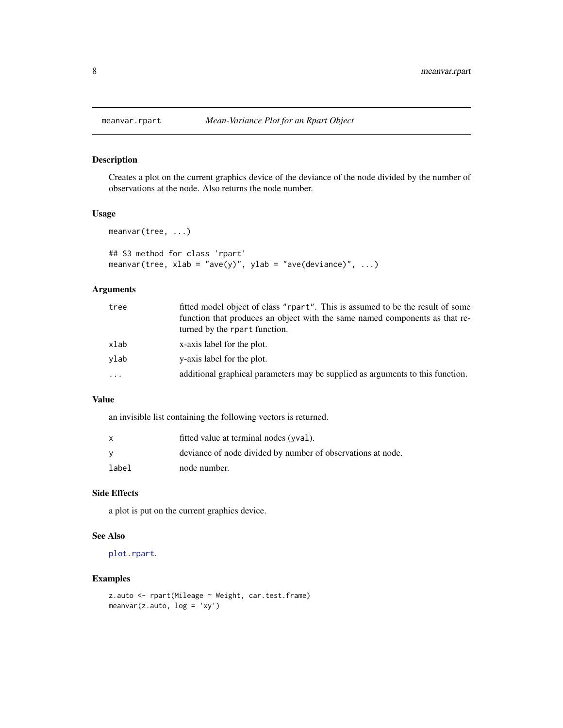meanvar.rpart — *Mean-Variance Plot for an Rpart Object*

## Description

Creates a plot on the current graphics device of the deviance of the node divided by the number of observations at the node. Also returns the node number.

## Usage

```
meanvar(tree, ...)

## S3 method for class 'rpart'
meanvar(tree, xlab = "ave(y)", ylab = "ave(deviance)", ...)
```

## Arguments

| | |
|---|---|
| `tree` | fitted model object of class `"rpart"`. This is assumed to be the result of some function that produces an object with the same named components as that returned by the `rpart` function. |
| `xlab` | x-axis label for the plot. |
| `ylab` | y-axis label for the plot. |
| `...` | additional graphical parameters may be supplied as arguments to this function. |

## Value

an invisible list containing the following vectors is returned.

| | |
|---|---|
| `x` | fitted value at terminal nodes (`yval`). |
| `y` | deviance of node divided by number of observations at node. |
| `label` | node number. |

## Side Effects

a plot is put on the current graphics device.

## See Also

`plot.rpart`.

## Examples

```
z.auto <- rpart(Mileage ~ Weight, car.test.frame)
meanvar(z.auto, log = 'xy')
```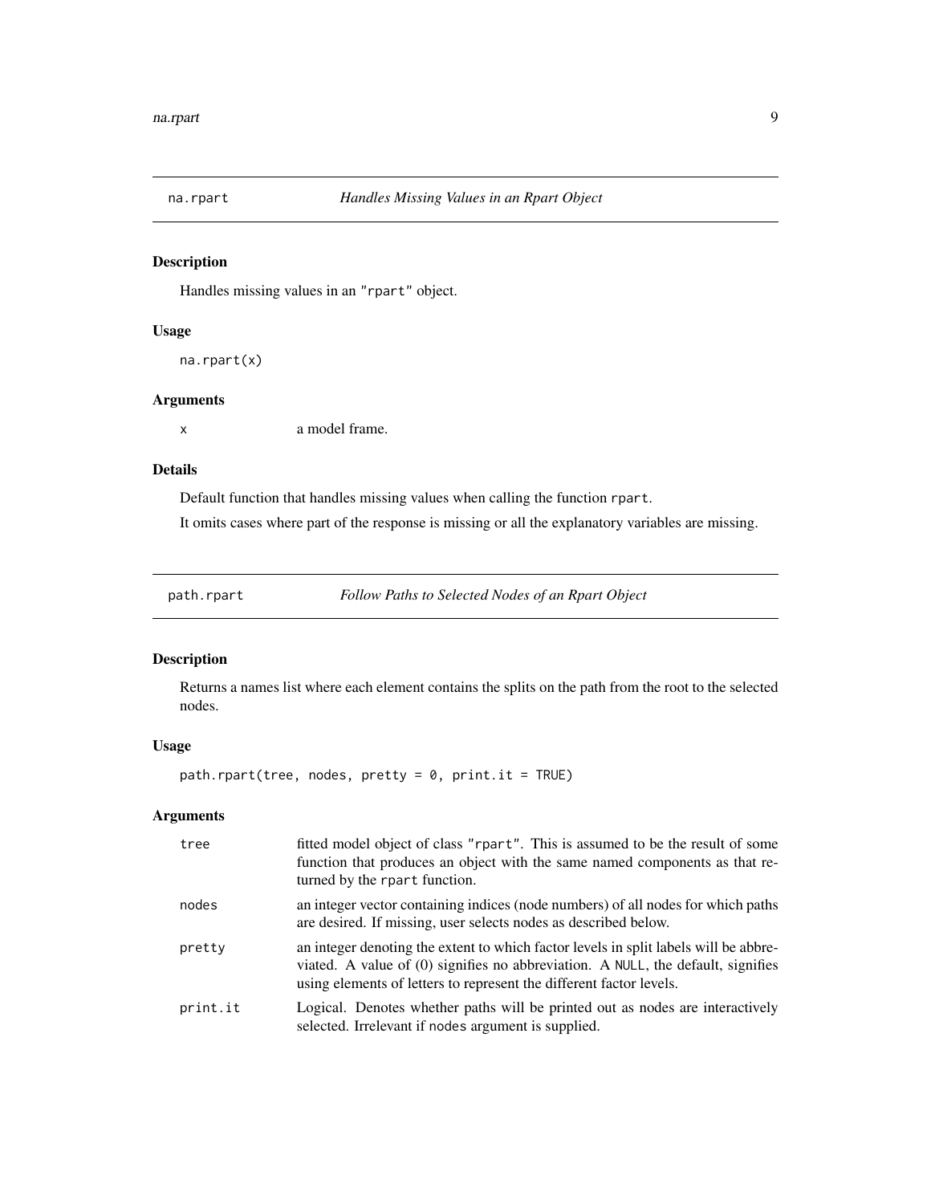## na.rpart — *Handles Missing Values in an Rpart Object*

### Description

Handles missing values in an "rpart" object.

### Usage

```
na.rpart(x)
```

### Arguments

| | |
|---|---|
| x | a model frame. |

### Details

Default function that handles missing values when calling the function rpart.

It omits cases where part of the response is missing or all the explanatory variables are missing.

## path.rpart — *Follow Paths to Selected Nodes of an Rpart Object*

### Description

Returns a names list where each element contains the splits on the path from the root to the selected nodes.

### Usage

```
path.rpart(tree, nodes, pretty = 0, print.it = TRUE)
```

### Arguments

| | |
|---|---|
| tree | fitted model object of class "rpart". This is assumed to be the result of some function that produces an object with the same named components as that returned by the rpart function. |
| nodes | an integer vector containing indices (node numbers) of all nodes for which paths are desired. If missing, user selects nodes as described below. |
| pretty | an integer denoting the extent to which factor levels in split labels will be abbreviated. A value of (0) signifies no abbreviation. A NULL, the default, signifies using elements of letters to represent the different factor levels. |
| print.it | Logical. Denotes whether paths will be printed out as nodes are interactively selected. Irrelevant if nodes argument is supplied. |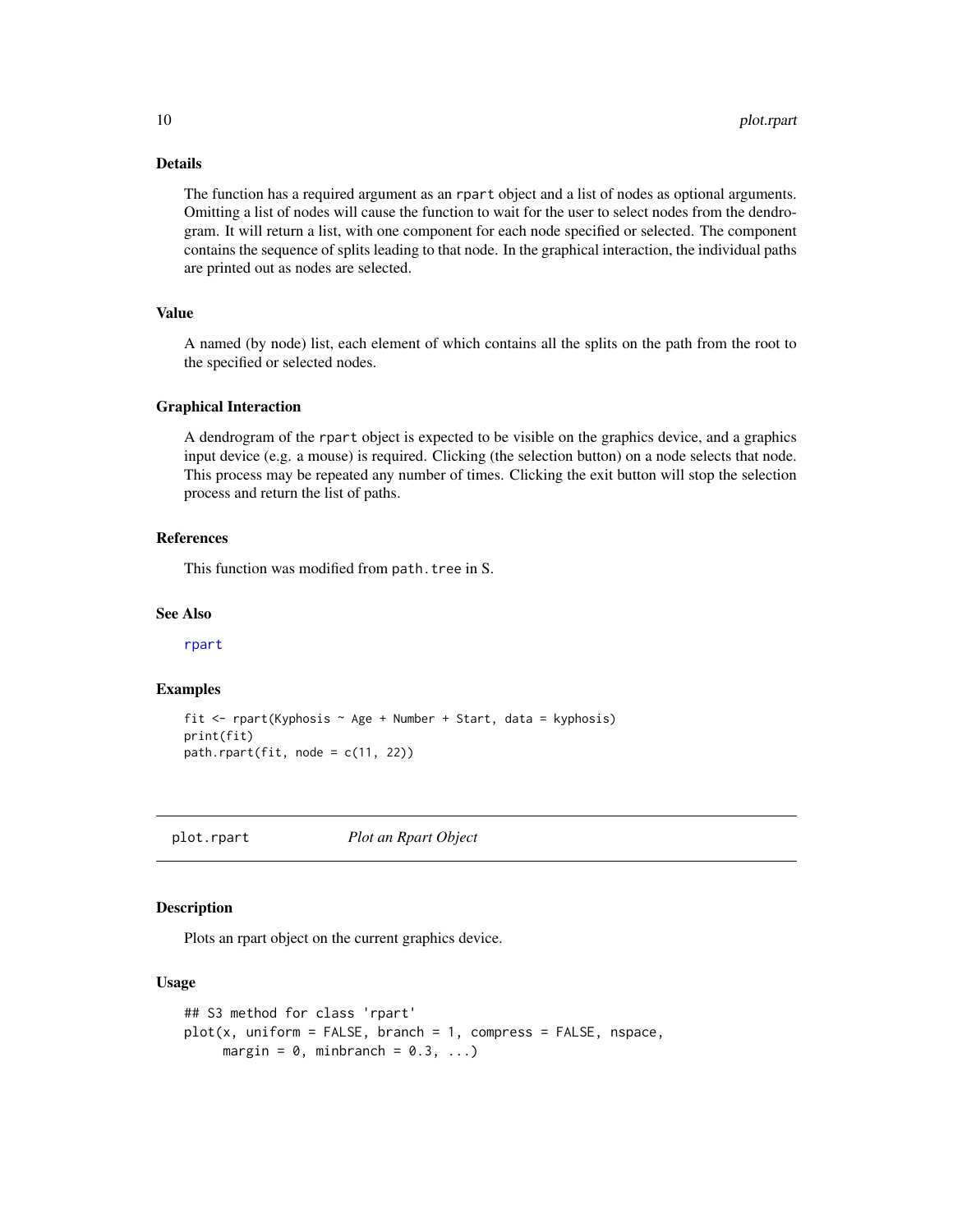### Details

The function has a required argument as an `rpart` object and a list of nodes as optional arguments. Omitting a list of nodes will cause the function to wait for the user to select nodes from the dendrogram. It will return a list, with one component for each node specified or selected. The component contains the sequence of splits leading to that node. In the graphical interaction, the individual paths are printed out as nodes are selected.

### Value

A named (by node) list, each element of which contains all the splits on the path from the root to the specified or selected nodes.

### Graphical Interaction

A dendrogram of the `rpart` object is expected to be visible on the graphics device, and a graphics input device (e.g. a mouse) is required. Clicking (the selection button) on a node selects that node. This process may be repeated any number of times. Clicking the exit button will stop the selection process and return the list of paths.

### References

This function was modified from `path.tree` in S.

### See Also

`rpart`

### Examples

```
fit <- rpart(Kyphosis ~ Age + Number + Start, data = kyphosis)
print(fit)
path.rpart(fit, node = c(11, 22))
```

---

## plot.rpart *Plot an Rpart Object*

---

### Description

Plots an rpart object on the current graphics device.

### Usage

```
## S3 method for class 'rpart'
plot(x, uniform = FALSE, branch = 1, compress = FALSE, nspace,
     margin = 0, minbranch = 0.3, ...)
```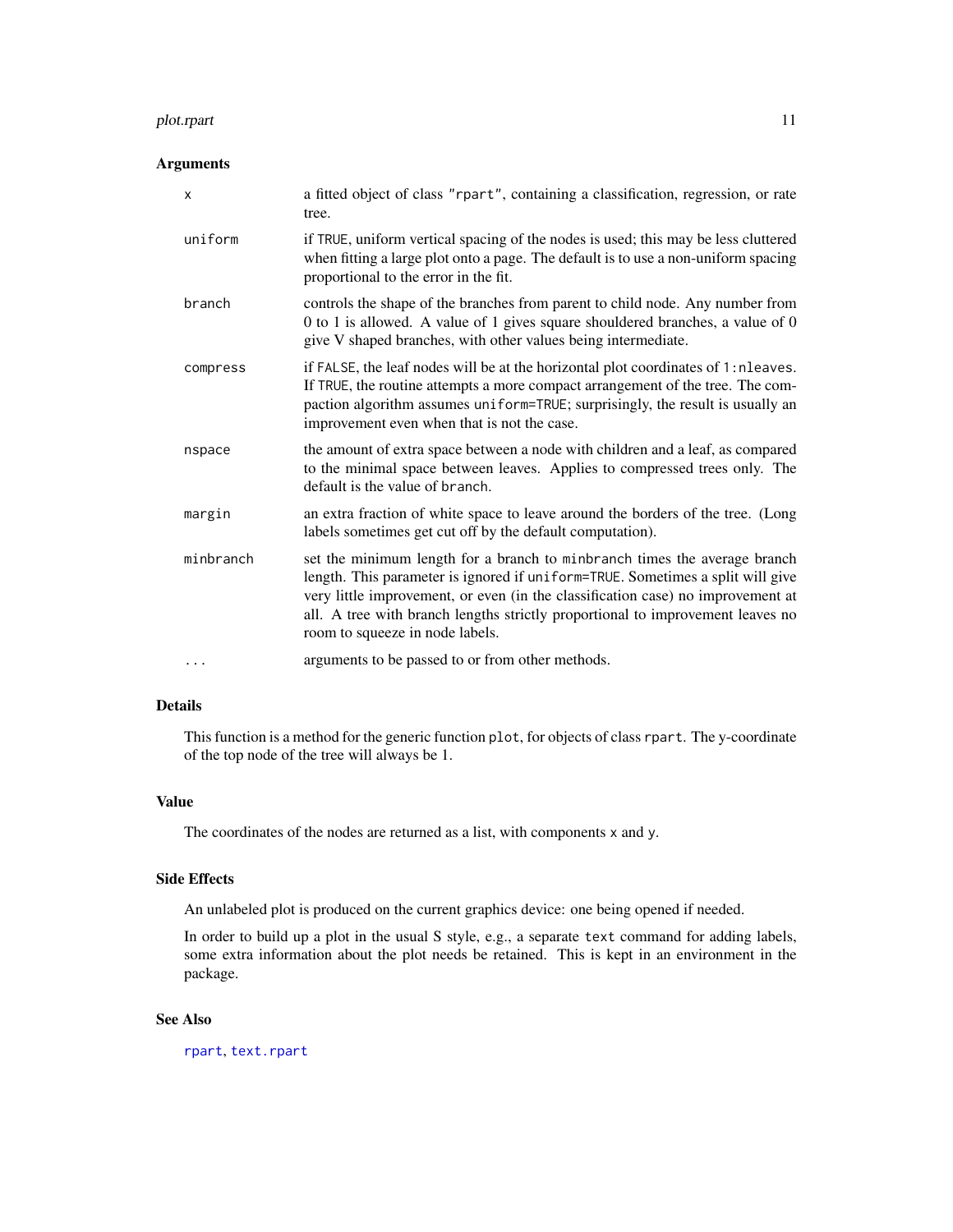## Arguments

| | |
|---|---|
| `x` | a fitted object of class `"rpart"`, containing a classification, regression, or rate tree. |
| `uniform` | if `TRUE`, uniform vertical spacing of the nodes is used; this may be less cluttered when fitting a large plot onto a page. The default is to use a non-uniform spacing proportional to the error in the fit. |
| `branch` | controls the shape of the branches from parent to child node. Any number from 0 to 1 is allowed. A value of 1 gives square shouldered branches, a value of 0 give V shaped branches, with other values being intermediate. |
| `compress` | if `FALSE`, the leaf nodes will be at the horizontal plot coordinates of `1:nleaves`. If `TRUE`, the routine attempts a more compact arrangement of the tree. The compaction algorithm assumes `uniform=TRUE`; surprisingly, the result is usually an improvement even when that is not the case. |
| `nspace` | the amount of extra space between a node with children and a leaf, as compared to the minimal space between leaves. Applies to compressed trees only. The default is the value of `branch`. |
| `margin` | an extra fraction of white space to leave around the borders of the tree. (Long labels sometimes get cut off by the default computation). |
| `minbranch` | set the minimum length for a branch to `minbranch` times the average branch length. This parameter is ignored if `uniform=TRUE`. Sometimes a split will give very little improvement, or even (in the classification case) no improvement at all. A tree with branch lengths strictly proportional to improvement leaves no room to squeeze in node labels. |
| `...` | arguments to be passed to or from other methods. |

## Details

This function is a method for the generic function `plot`, for objects of class `rpart`. The y-coordinate of the top node of the tree will always be 1.

## Value

The coordinates of the nodes are returned as a list, with components `x` and `y`.

## Side Effects

An unlabeled plot is produced on the current graphics device: one being opened if needed.

In order to build up a plot in the usual S style, e.g., a separate `text` command for adding labels, some extra information about the plot needs be retained. This is kept in an environment in the package.

## See Also

`rpart`, `text.rpart`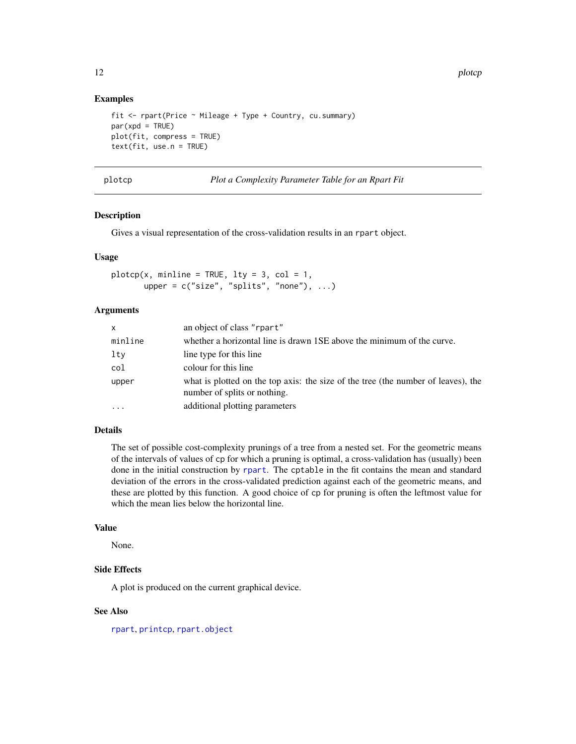### Examples

```
fit <- rpart(Price ~ Mileage + Type + Country, cu.summary)
par(xpd = TRUE)
plot(fit, compress = TRUE)
text(fit, use.n = TRUE)
```

---

## plotcp — *Plot a Complexity Parameter Table for an Rpart Fit*

---

### Description

Gives a visual representation of the cross-validation results in an `rpart` object.

### Usage

```
plotcp(x, minline = TRUE, lty = 3, col = 1,
       upper = c("size", "splits", "none"), ...)
```

### Arguments

| | |
|---|---|
| `x` | an object of class `"rpart"` |
| `minline` | whether a horizontal line is drawn 1SE above the minimum of the curve. |
| `lty` | line type for this line |
| `col` | colour for this line |
| `upper` | what is plotted on the top axis: the size of the tree (the number of leaves), the number of splits or nothing. |
| `...` | additional plotting parameters |

### Details

The set of possible cost-complexity prunings of a tree from a nested set. For the geometric means of the intervals of values of `cp` for which a pruning is optimal, a cross-validation has (usually) been done in the initial construction by `rpart`. The `cptable` in the fit contains the mean and standard deviation of the errors in the cross-validated prediction against each of the geometric means, and these are plotted by this function. A good choice of `cp` for pruning is often the leftmost value for which the mean lies below the horizontal line.

### Value

None.

### Side Effects

A plot is produced on the current graphical device.

### See Also

`rpart`, `printcp`, `rpart.object`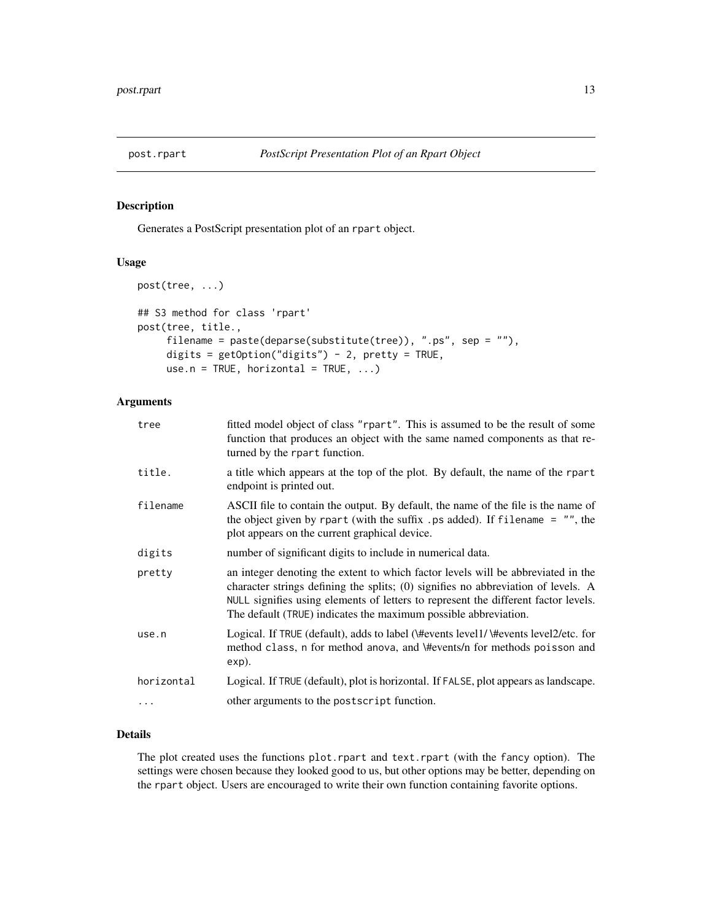# post.rpart — *PostScript Presentation Plot of an Rpart Object*

## Description

Generates a PostScript presentation plot of an rpart object.

## Usage

```
post(tree, ...)

## S3 method for class 'rpart'
post(tree, title.,
     filename = paste(deparse(substitute(tree)), ".ps", sep = ""),
     digits = getOption("digits") - 2, pretty = TRUE,
     use.n = TRUE, horizontal = TRUE, ...)
```

## Arguments

| | |
|---|---|
| tree | fitted model object of class "rpart". This is assumed to be the result of some function that produces an object with the same named components as that returned by the rpart function. |
| title. | a title which appears at the top of the plot. By default, the name of the rpart endpoint is printed out. |
| filename | ASCII file to contain the output. By default, the name of the file is the name of the object given by rpart (with the suffix .ps added). If filename = "", the plot appears on the current graphical device. |
| digits | number of significant digits to include in numerical data. |
| pretty | an integer denoting the extent to which factor levels will be abbreviated in the character strings defining the splits; (0) signifies no abbreviation of levels. A NULL signifies using elements of letters to represent the different factor levels. The default (TRUE) indicates the maximum possible abbreviation. |
| use.n | Logical. If TRUE (default), adds to label (\#events level1/ \#events level2/etc. for method class, n for method anova, and \#events/n for methods poisson and exp). |
| horizontal | Logical. If TRUE (default), plot is horizontal. If FALSE, plot appears as landscape. |
| ... | other arguments to the postscript function. |

## Details

The plot created uses the functions plot.rpart and text.rpart (with the fancy option). The settings were chosen because they looked good to us, but other options may be better, depending on the rpart object. Users are encouraged to write their own function containing favorite options.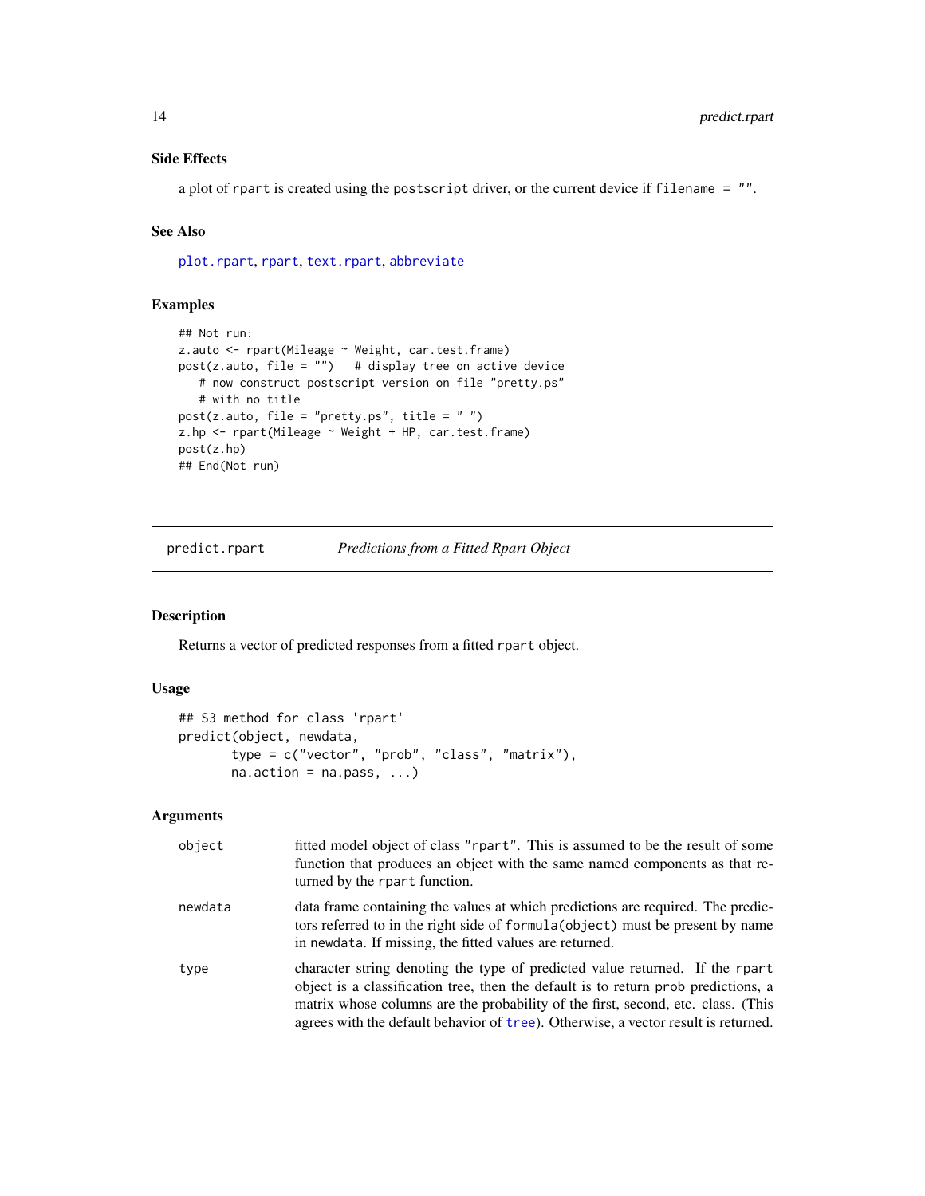### Side Effects

a plot of `rpart` is created using the `postscript` driver, or the current device if `filename = ""`.

### See Also

`plot.rpart`, `rpart`, `text.rpart`, `abbreviate`

### Examples

```
## Not run:
z.auto <- rpart(Mileage ~ Weight, car.test.frame)
post(z.auto, file = "")   # display tree on active device
   # now construct postscript version on file "pretty.ps"
   # with no title
post(z.auto, file = "pretty.ps", title = " ")
z.hp <- rpart(Mileage ~ Weight + HP, car.test.frame)
post(z.hp)
## End(Not run)
```

---

## predict.rpart &emsp; *Predictions from a Fitted Rpart Object*

---

### Description

Returns a vector of predicted responses from a fitted `rpart` object.

### Usage

```
## S3 method for class 'rpart'
predict(object, newdata,
       type = c("vector", "prob", "class", "matrix"),
       na.action = na.pass, ...)
```

### Arguments

| | |
|---|---|
| `object` | fitted model object of class `"rpart"`. This is assumed to be the result of some function that produces an object with the same named components as that returned by the `rpart` function. |
| `newdata` | data frame containing the values at which predictions are required. The predictors referred to in the right side of `formula(object)` must be present by name in `newdata`. If missing, the fitted values are returned. |
| `type` | character string denoting the type of predicted value returned. If the `rpart` object is a classification tree, then the default is to return `prob` predictions, a matrix whose columns are the probability of the first, second, etc. class. (This agrees with the default behavior of `tree`). Otherwise, a vector result is returned. |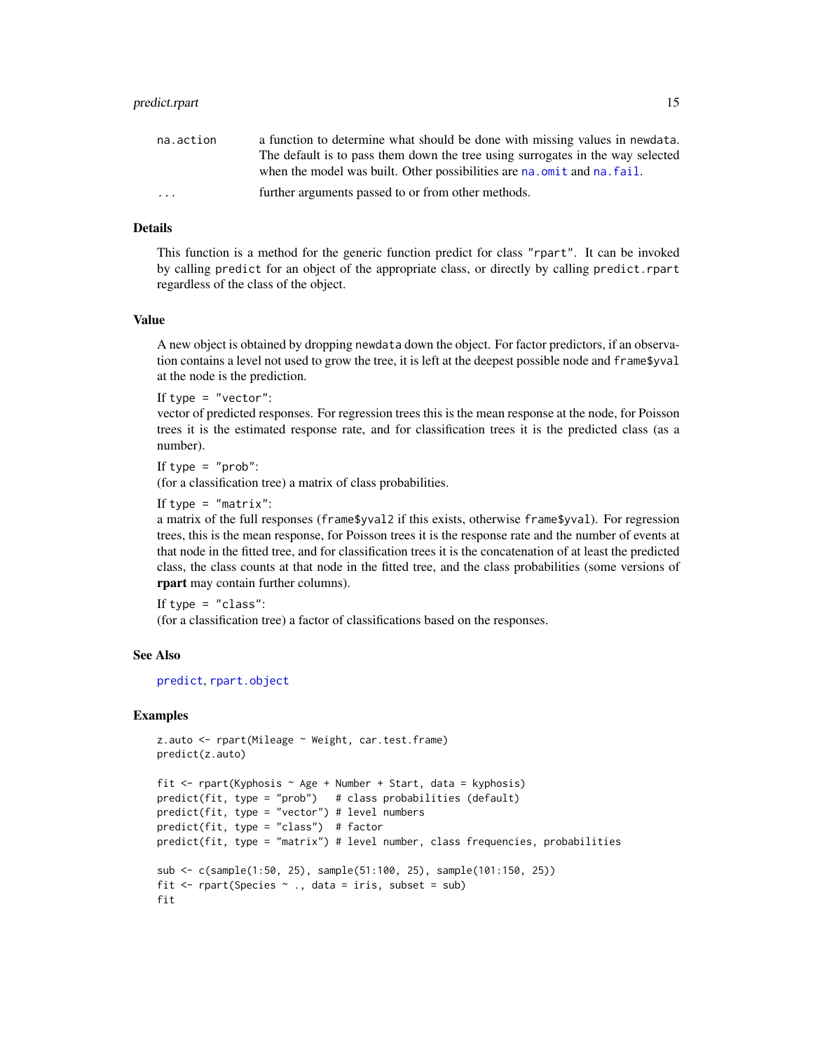| | |
|---|---|
| na.action | a function to determine what should be done with missing values in newdata. The default is to pass them down the tree using surrogates in the way selected when the model was built. Other possibilities are na.omit and na.fail. |
| ... | further arguments passed to or from other methods. |

## Details

This function is a method for the generic function predict for class "rpart". It can be invoked by calling predict for an object of the appropriate class, or directly by calling predict.rpart regardless of the class of the object.

## Value

A new object is obtained by dropping newdata down the object. For factor predictors, if an observation contains a level not used to grow the tree, it is left at the deepest possible node and frame$yval at the node is the prediction.

If type = "vector":
vector of predicted responses. For regression trees this is the mean response at the node, for Poisson trees it is the estimated response rate, and for classification trees it is the predicted class (as a number).

If type = "prob":
(for a classification tree) a matrix of class probabilities.

If type = "matrix":
a matrix of the full responses (frame$yval2 if this exists, otherwise frame$yval). For regression trees, this is the mean response, for Poisson trees it is the response rate and the number of events at that node in the fitted tree, and for classification trees it is the concatenation of at least the predicted class, the class counts at that node in the fitted tree, and the class probabilities (some versions of **rpart** may contain further columns).

If type = "class":
(for a classification tree) a factor of classifications based on the responses.

## See Also

predict, rpart.object

## Examples

```
z.auto <- rpart(Mileage ~ Weight, car.test.frame)
predict(z.auto)

fit <- rpart(Kyphosis ~ Age + Number + Start, data = kyphosis)
predict(fit, type = "prob")   # class probabilities (default)
predict(fit, type = "vector") # level numbers
predict(fit, type = "class")  # factor
predict(fit, type = "matrix") # level number, class frequencies, probabilities

sub <- c(sample(1:50, 25), sample(51:100, 25), sample(101:150, 25))
fit <- rpart(Species ~ ., data = iris, subset = sub)
fit
```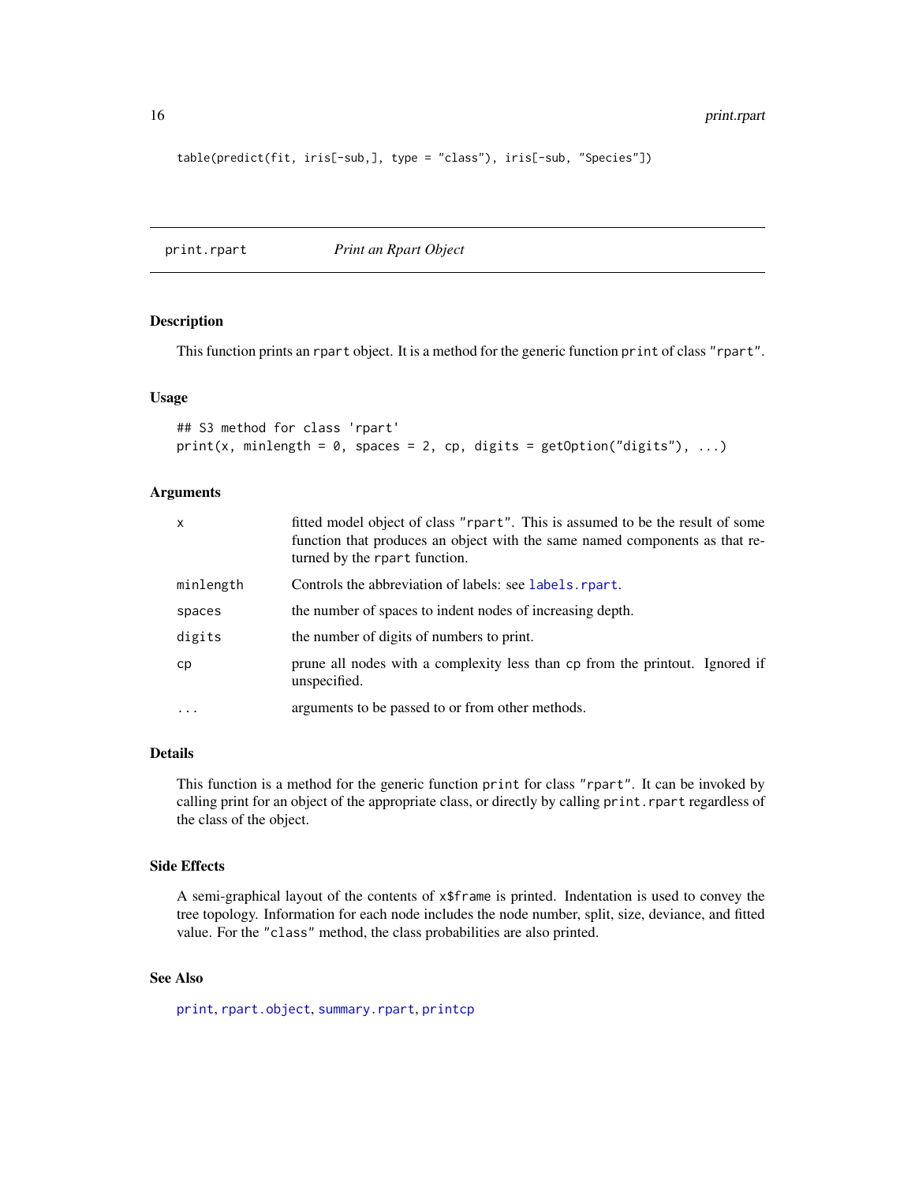```
table(predict(fit, iris[-sub,], type = "class"), iris[-sub, "Species"])
```

---

print.rpart *Print an Rpart Object*

---

## Description

This function prints an rpart object. It is a method for the generic function print of class "rpart".

## Usage

```
## S3 method for class 'rpart'
print(x, minlength = 0, spaces = 2, cp, digits = getOption("digits"), ...)
```

## Arguments

| | |
|---|---|
| x | fitted model object of class "rpart". This is assumed to be the result of some function that produces an object with the same named components as that returned by the rpart function. |
| minlength | Controls the abbreviation of labels: see labels.rpart. |
| spaces | the number of spaces to indent nodes of increasing depth. |
| digits | the number of digits of numbers to print. |
| cp | prune all nodes with a complexity less than cp from the printout. Ignored if unspecified. |
| ... | arguments to be passed to or from other methods. |

## Details

This function is a method for the generic function print for class "rpart". It can be invoked by calling print for an object of the appropriate class, or directly by calling print.rpart regardless of the class of the object.

## Side Effects

A semi-graphical layout of the contents of x$frame is printed. Indentation is used to convey the tree topology. Information for each node includes the node number, split, size, deviance, and fitted value. For the "class" method, the class probabilities are also printed.

## See Also

print, rpart.object, summary.rpart, printcp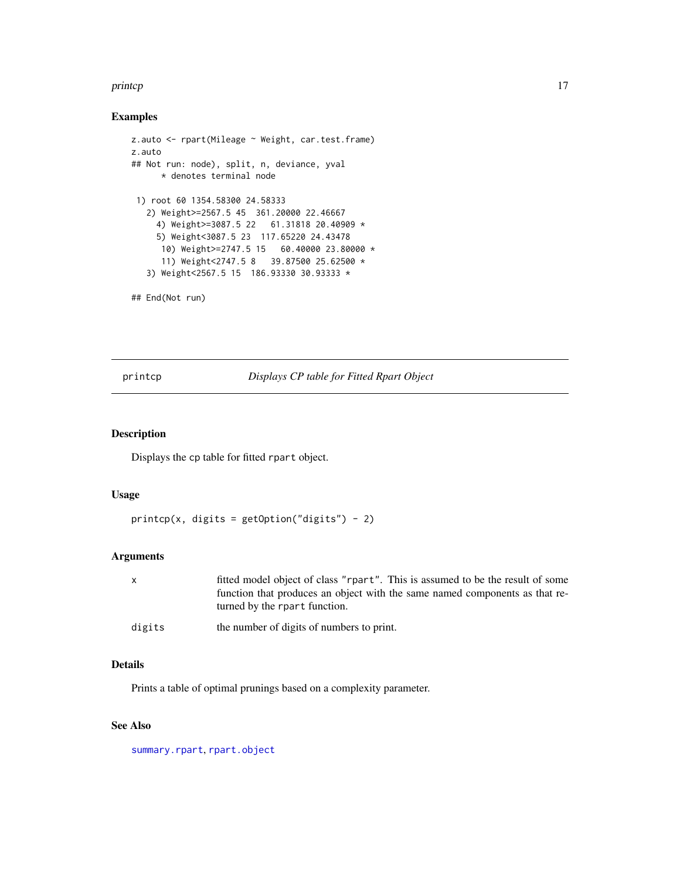### Examples

```
z.auto <- rpart(Mileage ~ Weight, car.test.frame)
z.auto
## Not run: node), split, n, deviance, yval
      * denotes terminal node

 1) root 60 1354.58300 24.58333
   2) Weight>=2567.5 45  361.20000 22.46667
     4) Weight>=3087.5 22   61.31818 20.40909 *
     5) Weight<3087.5 23  117.65220 24.43478
      10) Weight>=2747.5 15   60.40000 23.80000 *
      11) Weight<2747.5 8   39.87500 25.62500 *
   3) Weight<2567.5 15  186.93330 30.93333 *

## End(Not run)
```

---

## printcp &nbsp;&nbsp;&nbsp;&nbsp; *Displays CP table for Fitted Rpart Object*

---

### Description

Displays the cp table for fitted `rpart` object.

### Usage

```
printcp(x, digits = getOption("digits") - 2)
```

### Arguments

| | |
|---|---|
| x | fitted model object of class "rpart". This is assumed to be the result of some function that produces an object with the same named components as that returned by the rpart function. |
| digits | the number of digits of numbers to print. |

### Details

Prints a table of optimal prunings based on a complexity parameter.

### See Also

`summary.rpart`, `rpart.object`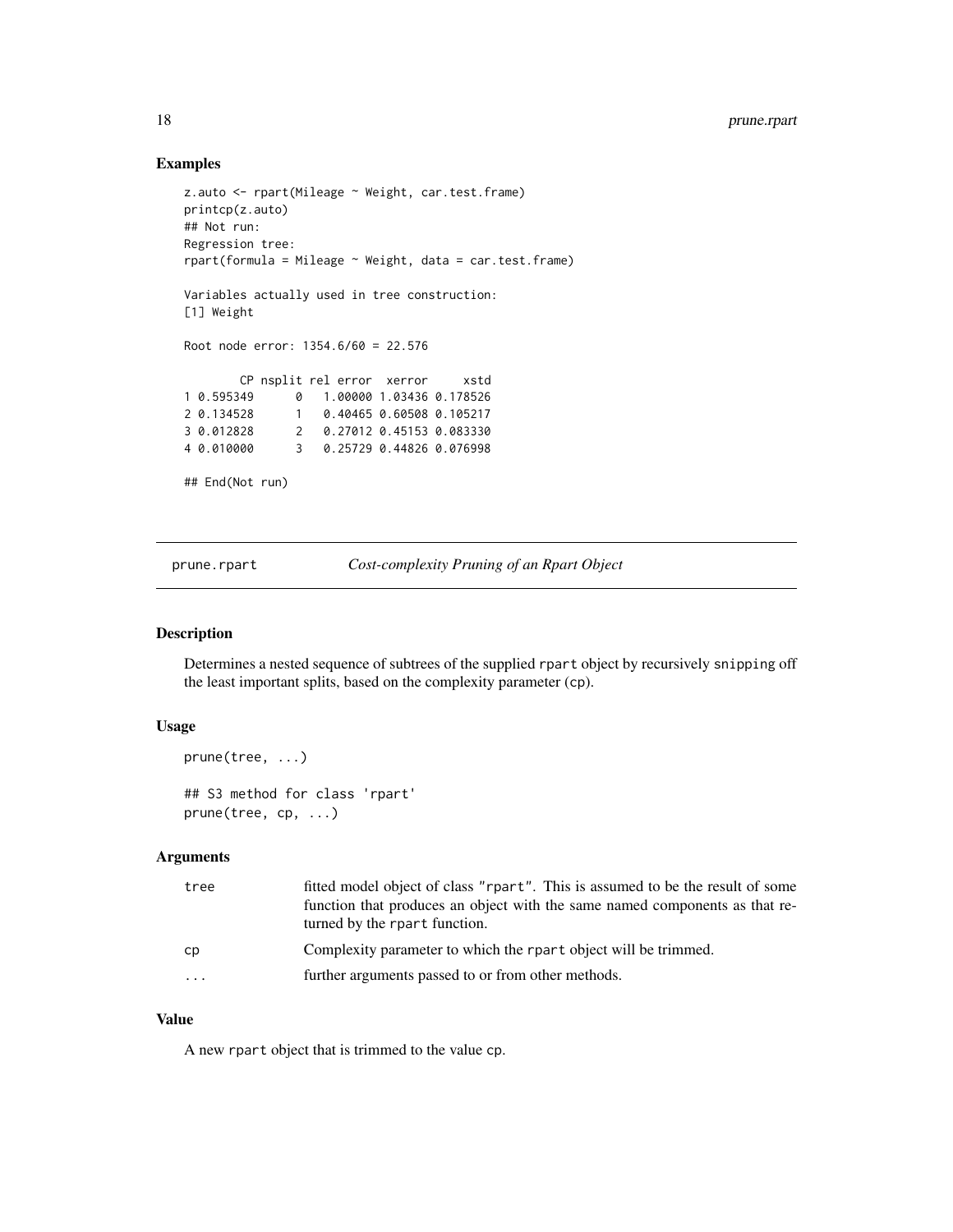## Examples

```
z.auto <- rpart(Mileage ~ Weight, car.test.frame)
printcp(z.auto)
## Not run:
Regression tree:
rpart(formula = Mileage ~ Weight, data = car.test.frame)

Variables actually used in tree construction:
[1] Weight

Root node error: 1354.6/60 = 22.576

        CP nsplit rel error  xerror     xstd
1 0.595349      0   1.00000 1.03436 0.178526
2 0.134528      1   0.40465 0.60508 0.105217
3 0.012828      2   0.27012 0.45153 0.083330
4 0.010000      3   0.25729 0.44826 0.076998

## End(Not run)
```

---

# prune.rpart — *Cost-complexity Pruning of an Rpart Object*

## Description

Determines a nested sequence of subtrees of the supplied rpart object by recursively snipping off the least important splits, based on the complexity parameter (cp).

## Usage

```
prune(tree, ...)

## S3 method for class 'rpart'
prune(tree, cp, ...)
```

## Arguments

| | |
|---|---|
| tree | fitted model object of class "rpart". This is assumed to be the result of some function that produces an object with the same named components as that returned by the rpart function. |
| cp | Complexity parameter to which the rpart object will be trimmed. |
| ... | further arguments passed to or from other methods. |

## Value

A new rpart object that is trimmed to the value cp.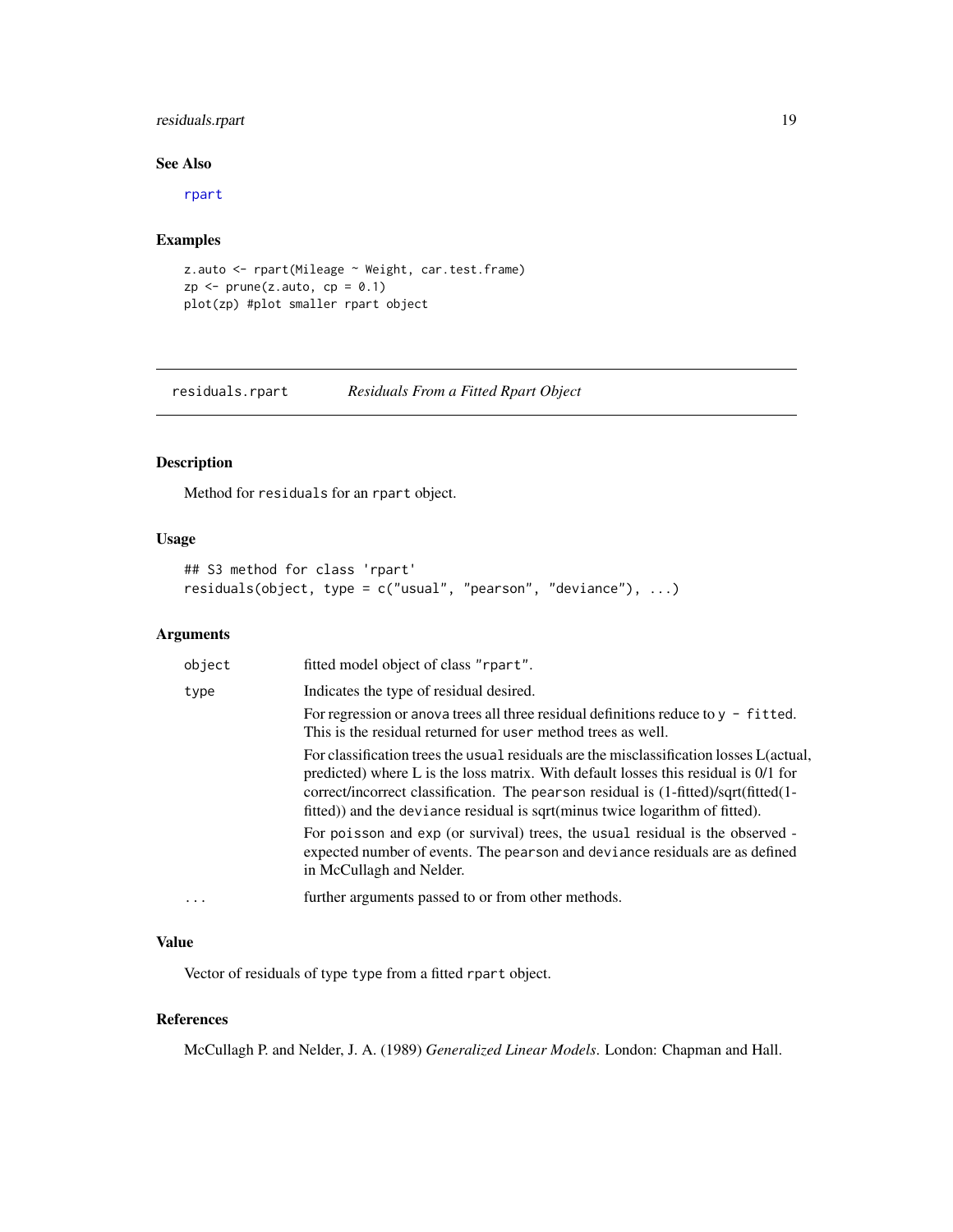### See Also

rpart

### Examples

```
z.auto <- rpart(Mileage ~ Weight, car.test.frame)
zp <- prune(z.auto, cp = 0.1)
plot(zp) #plot smaller rpart object
```

---

## residuals.rpart    *Residuals From a Fitted Rpart Object*

---

### Description

Method for `residuals` for an `rpart` object.

### Usage

```
## S3 method for class 'rpart'
residuals(object, type = c("usual", "pearson", "deviance"), ...)
```

### Arguments

| | |
|---|---|
| `object` | fitted model object of class "rpart". |
| `type` | Indicates the type of residual desired.<br><br>For regression or anova trees all three residual definitions reduce to `y - fitted`. This is the residual returned for `user` method trees as well.<br><br>For classification trees the `usual` residuals are the misclassification losses L(actual, predicted) where L is the loss matrix. With default losses this residual is 0/1 for correct/incorrect classification. The `pearson` residual is (1-fitted)/sqrt(fitted(1-fitted)) and the `deviance` residual is sqrt(minus twice logarithm of fitted).<br><br>For `poisson` and `exp` (or survival) trees, the `usual` residual is the observed - expected number of events. The `pearson` and `deviance` residuals are as defined in McCullagh and Nelder. |
| `...` | further arguments passed to or from other methods. |

### Value

Vector of residuals of type `type` from a fitted `rpart` object.

### References

McCullagh P. and Nelder, J. A. (1989) *Generalized Linear Models*. London: Chapman and Hall.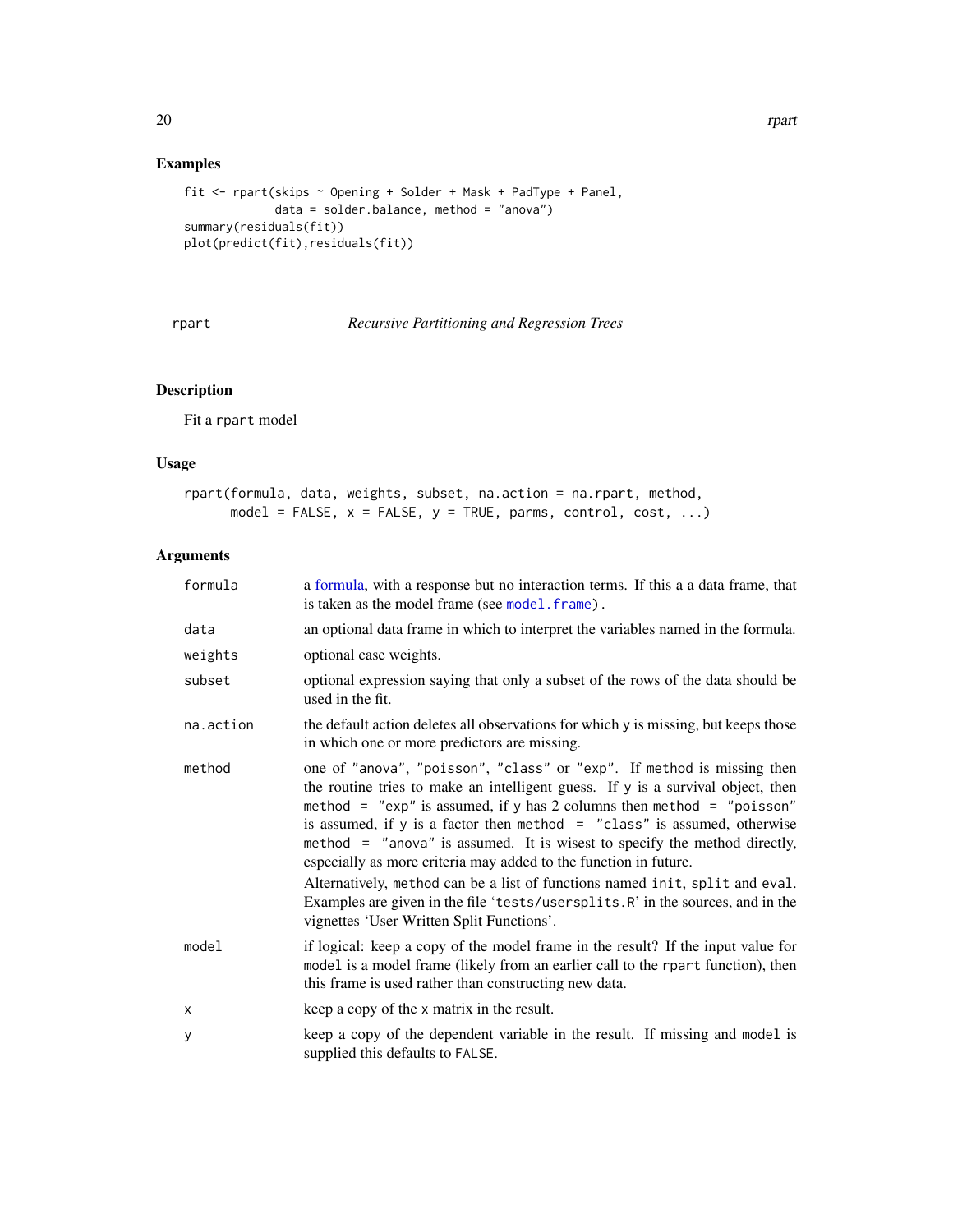## Examples

```
fit <- rpart(skips ~ Opening + Solder + Mask + PadType + Panel,
             data = solder.balance, method = "anova")
summary(residuals(fit))
plot(predict(fit),residuals(fit))
```

---

rpart — *Recursive Partitioning and Regression Trees*

---

## Description

Fit a `rpart` model

## Usage

```
rpart(formula, data, weights, subset, na.action = na.rpart, method,
      model = FALSE, x = FALSE, y = TRUE, parms, control, cost, ...)
```

## Arguments

| | |
|---|---|
| `formula` | a formula, with a response but no interaction terms. If this a a data frame, that is taken as the model frame (see `model.frame`). |
| `data` | an optional data frame in which to interpret the variables named in the formula. |
| `weights` | optional case weights. |
| `subset` | optional expression saying that only a subset of the rows of the data should be used in the fit. |
| `na.action` | the default action deletes all observations for which y is missing, but keeps those in which one or more predictors are missing. |
| `method` | one of `"anova"`, `"poisson"`, `"class"` or `"exp"`. If `method` is missing then the routine tries to make an intelligent guess. If `y` is a survival object, then `method = "exp"` is assumed, if `y` has 2 columns then `method = "poisson"` is assumed, if `y` is a factor then `method = "class"` is assumed, otherwise `method = "anova"` is assumed. It is wisest to specify the method directly, especially as more criteria may added to the function in future. <br> Alternatively, `method` can be a list of functions named `init`, `split` and `eval`. Examples are given in the file 'tests/usersplits.R' in the sources, and in the vignettes 'User Written Split Functions'. |
| `model` | if logical: keep a copy of the model frame in the result? If the input value for `model` is a model frame (likely from an earlier call to the `rpart` function), then this frame is used rather than constructing new data. |
| `x` | keep a copy of the `x` matrix in the result. |
| `y` | keep a copy of the dependent variable in the result. If missing and `model` is supplied this defaults to `FALSE`. |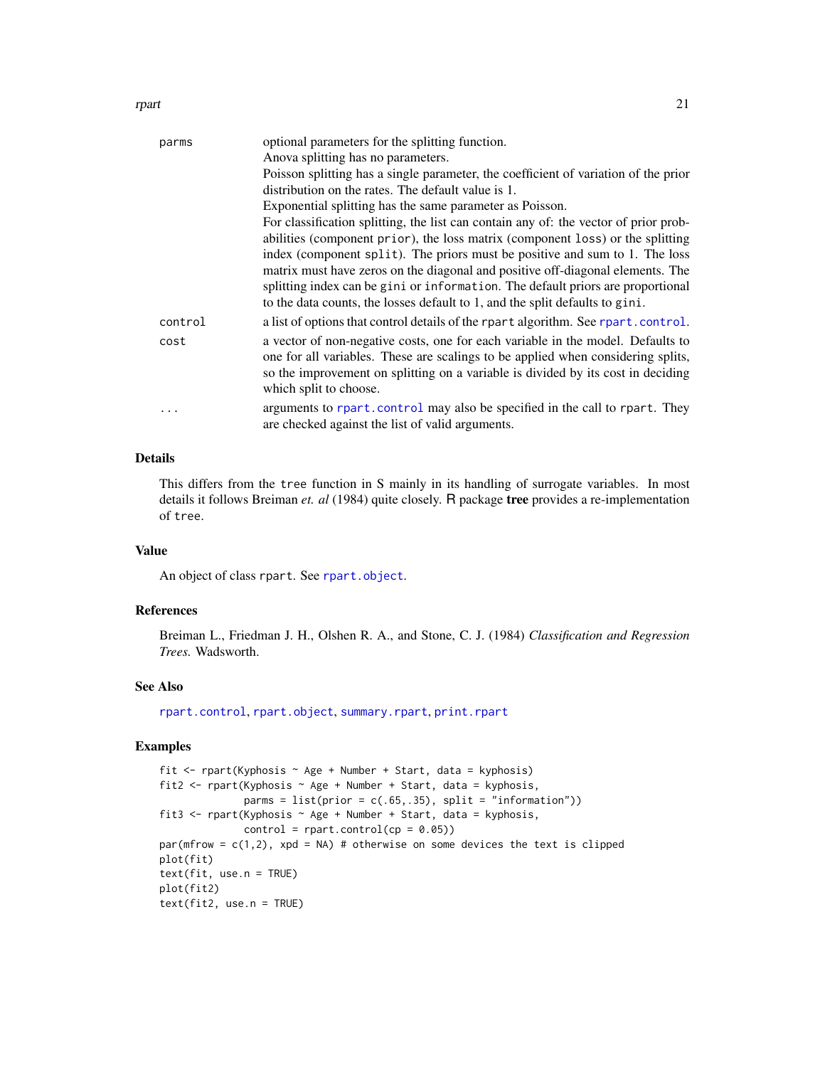| | |
|---|---|
| `parms` | optional parameters for the splitting function.<br>Anova splitting has no parameters.<br>Poisson splitting has a single parameter, the coefficient of variation of the prior distribution on the rates. The default value is 1.<br>Exponential splitting has the same parameter as Poisson.<br>For classification splitting, the list can contain any of: the vector of prior probabilities (component `prior`), the loss matrix (component `loss`) or the splitting index (component `split`). The priors must be positive and sum to 1. The loss matrix must have zeros on the diagonal and positive off-diagonal elements. The splitting index can be `gini` or `information`. The default priors are proportional to the data counts, the losses default to 1, and the split defaults to `gini`. |
| `control` | a list of options that control details of the `rpart` algorithm. See `rpart.control`. |
| `cost` | a vector of non-negative costs, one for each variable in the model. Defaults to one for all variables. These are scalings to be applied when considering splits, so the improvement on splitting on a variable is divided by its cost in deciding which split to choose. |
| `...` | arguments to `rpart.control` may also be specified in the call to `rpart`. They are checked against the list of valid arguments. |

## Details

This differs from the `tree` function in S mainly in its handling of surrogate variables. In most details it follows Breiman *et. al* (1984) quite closely. R package **tree** provides a re-implementation of `tree`.

## Value

An object of class `rpart`. See `rpart.object`.

## References

Breiman L., Friedman J. H., Olshen R. A., and Stone, C. J. (1984) *Classification and Regression Trees.* Wadsworth.

## See Also

`rpart.control`, `rpart.object`, `summary.rpart`, `print.rpart`

## Examples

```
fit <- rpart(Kyphosis ~ Age + Number + Start, data = kyphosis)
fit2 <- rpart(Kyphosis ~ Age + Number + Start, data = kyphosis,
              parms = list(prior = c(.65,.35), split = "information"))
fit3 <- rpart(Kyphosis ~ Age + Number + Start, data = kyphosis,
              control = rpart.control(cp = 0.05))
par(mfrow = c(1,2), xpd = NA) # otherwise on some devices the text is clipped
plot(fit)
text(fit, use.n = TRUE)
plot(fit2)
text(fit2, use.n = TRUE)
```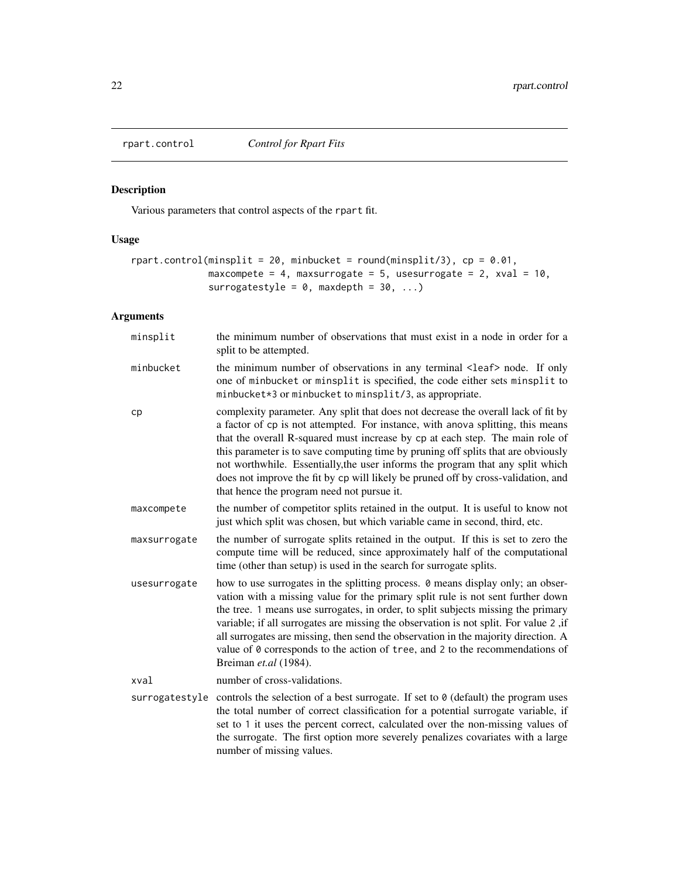rpart.control *Control for Rpart Fits*

## Description

Various parameters that control aspects of the rpart fit.

## Usage

```
rpart.control(minsplit = 20, minbucket = round(minsplit/3), cp = 0.01,
              maxcompete = 4, maxsurrogate = 5, usesurrogate = 2, xval = 10,
              surrogatestyle = 0, maxdepth = 30, ...)
```

## Arguments

| | |
|---|---|
| minsplit | the minimum number of observations that must exist in a node in order for a split to be attempted. |
| minbucket | the minimum number of observations in any terminal <leaf> node. If only one of minbucket or minsplit is specified, the code either sets minsplit to minbucket*3 or minbucket to minsplit/3, as appropriate. |
| cp | complexity parameter. Any split that does not decrease the overall lack of fit by a factor of cp is not attempted. For instance, with anova splitting, this means that the overall R-squared must increase by cp at each step. The main role of this parameter is to save computing time by pruning off splits that are obviously not worthwhile. Essentially,the user informs the program that any split which does not improve the fit by cp will likely be pruned off by cross-validation, and that hence the program need not pursue it. |
| maxcompete | the number of competitor splits retained in the output. It is useful to know not just which split was chosen, but which variable came in second, third, etc. |
| maxsurrogate | the number of surrogate splits retained in the output. If this is set to zero the compute time will be reduced, since approximately half of the computational time (other than setup) is used in the search for surrogate splits. |
| usesurrogate | how to use surrogates in the splitting process. 0 means display only; an observation with a missing value for the primary split rule is not sent further down the tree. 1 means use surrogates, in order, to split subjects missing the primary variable; if all surrogates are missing the observation is not split. For value 2 ,if all surrogates are missing, then send the observation in the majority direction. A value of 0 corresponds to the action of tree, and 2 to the recommendations of Breiman *et.al* (1984). |
| xval | number of cross-validations. |
| surrogatestyle | controls the selection of a best surrogate. If set to 0 (default) the program uses the total number of correct classification for a potential surrogate variable, if set to 1 it uses the percent correct, calculated over the non-missing values of the surrogate. The first option more severely penalizes covariates with a large number of missing values. |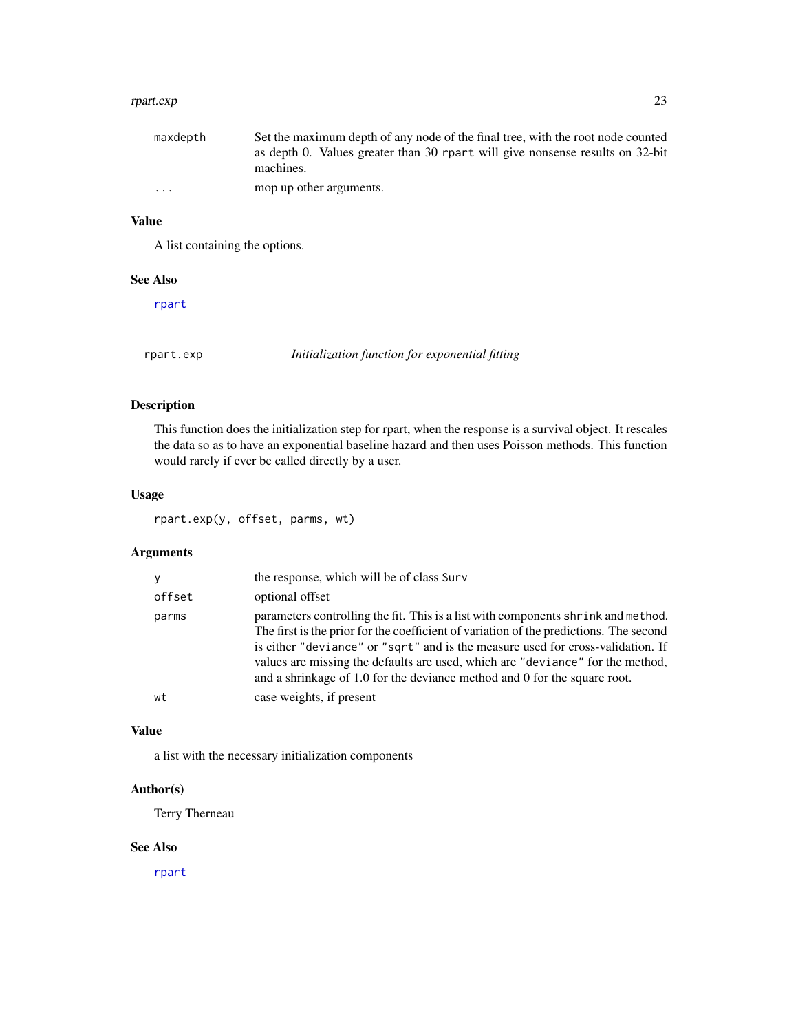| | |
|---|---|
| `maxdepth` | Set the maximum depth of any node of the final tree, with the root node counted as depth 0. Values greater than 30 `rpart` will give nonsense results on 32-bit machines. |
| `...` | mop up other arguments. |

### Value

A list containing the options.

### See Also

`rpart`

---

## rpart.exp — *Initialization function for exponential fitting*

### Description

This function does the initialization step for rpart, when the response is a survival object. It rescales the data so as to have an exponential baseline hazard and then uses Poisson methods. This function would rarely if ever be called directly by a user.

### Usage

```
rpart.exp(y, offset, parms, wt)
```

### Arguments

| | |
|---|---|
| `y` | the response, which will be of class `Surv` |
| `offset` | optional offset |
| `parms` | parameters controlling the fit. This is a list with components `shrink` and `method`. The first is the prior for the coefficient of variation of the predictions. The second is either `"deviance"` or `"sqrt"` and is the measure used for cross-validation. If values are missing the defaults are used, which are `"deviance"` for the method, and a shrinkage of 1.0 for the deviance method and 0 for the square root. |
| `wt` | case weights, if present |

### Value

a list with the necessary initialization components

### Author(s)

Terry Therneau

### See Also

`rpart`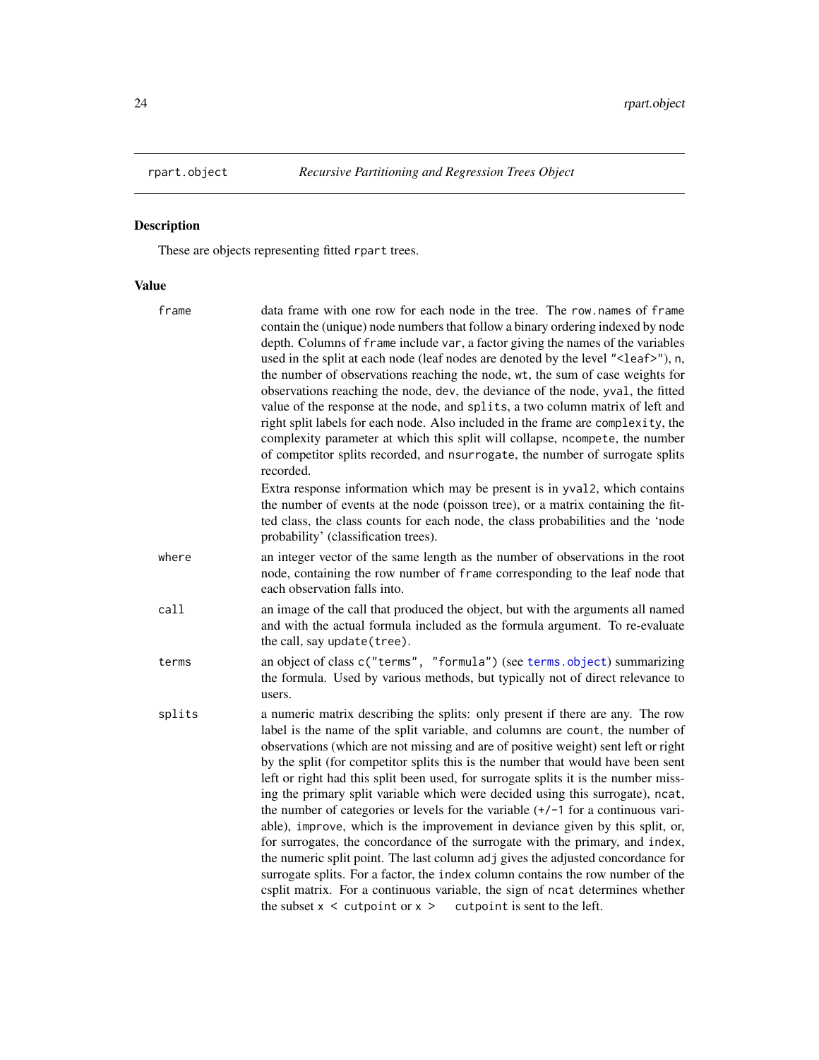`rpart.object` *Recursive Partitioning and Regression Trees Object*

## Description

These are objects representing fitted `rpart` trees.

## Value

`frame` data frame with one row for each node in the tree. The `row.names` of `frame` contain the (unique) node numbers that follow a binary ordering indexed by node depth. Columns of `frame` include `var`, a factor giving the names of the variables used in the split at each node (leaf nodes are denoted by the level `"<leaf>"`), `n`, the number of observations reaching the node, `wt`, the sum of case weights for observations reaching the node, `dev`, the deviance of the node, `yval`, the fitted value of the response at the node, and `splits`, a two column matrix of left and right split labels for each node. Also included in the frame are `complexity`, the complexity parameter at which this split will collapse, `ncompete`, the number of competitor splits recorded, and `nsurrogate`, the number of surrogate splits recorded.

Extra response information which may be present is in `yval2`, which contains the number of events at the node (poisson tree), or a matrix containing the fitted class, the class counts for each node, the class probabilities and the 'node probability' (classification trees).

`where` an integer vector of the same length as the number of observations in the root node, containing the row number of `frame` corresponding to the leaf node that each observation falls into.

`call` an image of the call that produced the object, but with the arguments all named and with the actual formula included as the formula argument. To re-evaluate the call, say `update(tree)`.

`terms` an object of class `c("terms", "formula")` (see `terms.object`) summarizing the formula. Used by various methods, but typically not of direct relevance to users.

`splits` a numeric matrix describing the splits: only present if there are any. The row label is the name of the split variable, and columns are `count`, the number of observations (which are not missing and are of positive weight) sent left or right by the split (for competitor splits this is the number that would have been sent left or right had this split been used, for surrogate splits it is the number missing the primary split variable which were decided using this surrogate), `ncat`, the number of categories or levels for the variable (`+/-1` for a continuous variable), `improve`, which is the improvement in deviance given by this split, or, for surrogates, the concordance of the surrogate with the primary, and `index`, the numeric split point. The last column `adj` gives the adjusted concordance for surrogate splits. For a factor, the `index` column contains the row number of the csplit matrix. For a continuous variable, the sign of `ncat` determines whether the subset `x < cutpoint` or `x > cutpoint` is sent to the left.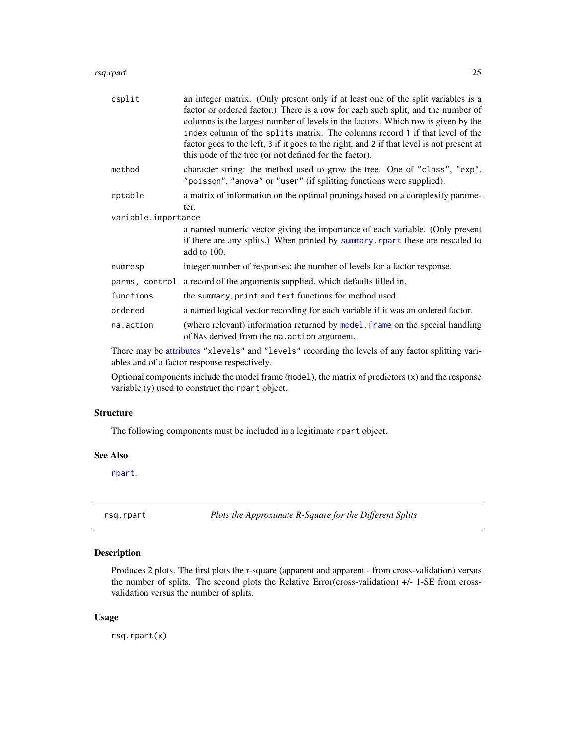| | |
|---|---|
| `csplit` | an integer matrix. (Only present only if at least one of the split variables is a factor or ordered factor.) There is a row for each such split, and the number of columns is the largest number of levels in the factors. Which row is given by the `index` column of the `splits` matrix. The columns record 1 if that level of the factor goes to the left, 3 if it goes to the right, and 2 if that level is not present at this node of the tree (or not defined for the factor). |
| `method` | character string: the method used to grow the tree. One of `"class"`, `"exp"`, `"poisson"`, `"anova"` or `"user"` (if splitting functions were supplied). |
| `cptable` | a matrix of information on the optimal prunings based on a complexity parameter. |
| `variable.importance` | a named numeric vector giving the importance of each variable. (Only present if there are any splits.) When printed by `summary.rpart` these are rescaled to add to 100. |
| `numresp` | integer number of responses; the number of levels for a factor response. |
| `parms, control` | a record of the arguments supplied, which defaults filled in. |
| `functions` | the `summary`, `print` and `text` functions for method used. |
| `ordered` | a named logical vector recording for each variable if it was an ordered factor. |
| `na.action` | (where relevant) information returned by `model.frame` on the special handling of `NA`s derived from the `na.action` argument. |

There may be attributes `"xlevels"` and `"levels"` recording the levels of any factor splitting variables and of a factor response respectively.

Optional components include the model frame (`model`), the matrix of predictors (`x`) and the response variable (`y`) used to construct the `rpart` object.

### Structure

The following components must be included in a legitimate `rpart` object.

### See Also

`rpart`.

---

## rsq.rpart — *Plots the Approximate R-Square for the Different Splits*

### Description

Produces 2 plots. The first plots the r-square (apparent and apparent - from cross-validation) versus the number of splits. The second plots the Relative Error(cross-validation) +/- 1-SE from cross-validation versus the number of splits.

### Usage

```
rsq.rpart(x)
```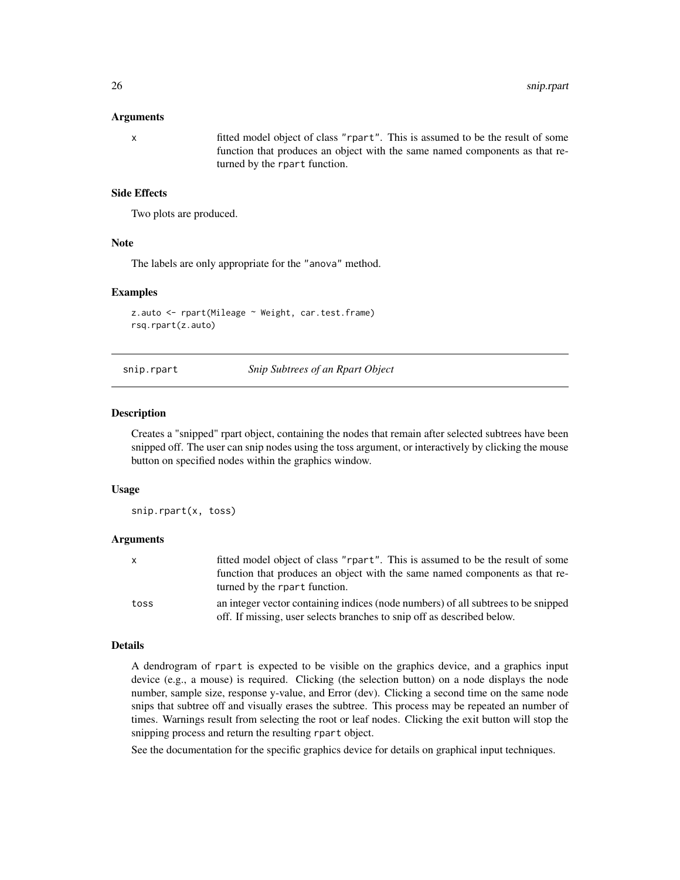### Arguments

| | |
|---|---|
| x | fitted model object of class "rpart". This is assumed to be the result of some function that produces an object with the same named components as that returned by the rpart function. |

### Side Effects

Two plots are produced.

### Note

The labels are only appropriate for the "anova" method.

### Examples

```
z.auto <- rpart(Mileage ~ Weight, car.test.frame)
rsq.rpart(z.auto)
```

---

## snip.rpart *Snip Subtrees of an Rpart Object*

---

### Description

Creates a "snipped" rpart object, containing the nodes that remain after selected subtrees have been snipped off. The user can snip nodes using the toss argument, or interactively by clicking the mouse button on specified nodes within the graphics window.

### Usage

```
snip.rpart(x, toss)
```

### Arguments

| | |
|---|---|
| x | fitted model object of class "rpart". This is assumed to be the result of some function that produces an object with the same named components as that returned by the rpart function. |
| toss | an integer vector containing indices (node numbers) of all subtrees to be snipped off. If missing, user selects branches to snip off as described below. |

### Details

A dendrogram of rpart is expected to be visible on the graphics device, and a graphics input device (e.g., a mouse) is required. Clicking (the selection button) on a node displays the node number, sample size, response y-value, and Error (dev). Clicking a second time on the same node snips that subtree off and visually erases the subtree. This process may be repeated an number of times. Warnings result from selecting the root or leaf nodes. Clicking the exit button will stop the snipping process and return the resulting rpart object.

See the documentation for the specific graphics device for details on graphical input techniques.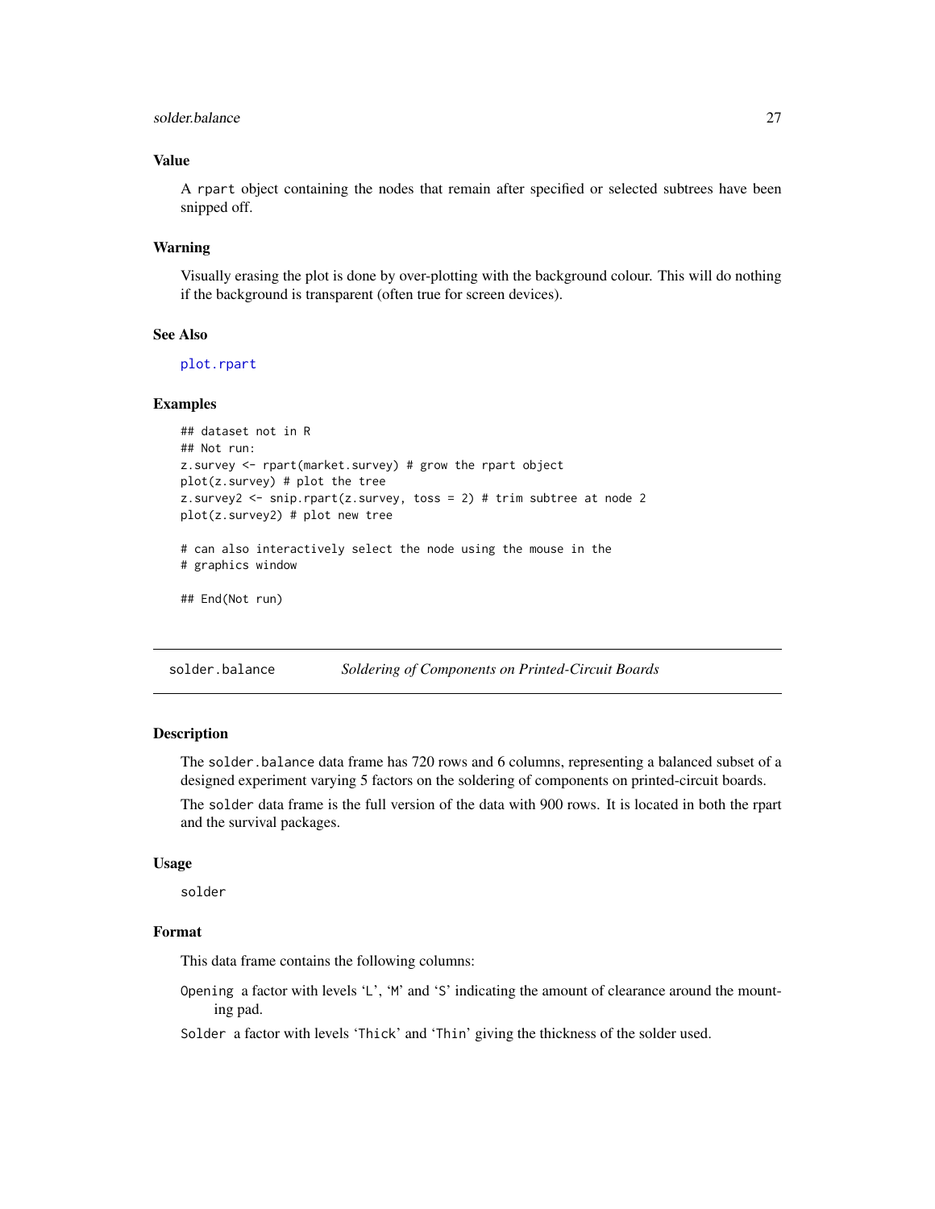### Value

A rpart object containing the nodes that remain after specified or selected subtrees have been snipped off.

### Warning

Visually erasing the plot is done by over-plotting with the background colour. This will do nothing if the background is transparent (often true for screen devices).

### See Also

plot.rpart

### Examples

```
## dataset not in R
## Not run:
z.survey <- rpart(market.survey) # grow the rpart object
plot(z.survey) # plot the tree
z.survey2 <- snip.rpart(z.survey, toss = 2) # trim subtree at node 2
plot(z.survey2) # plot new tree

# can also interactively select the node using the mouse in the
# graphics window

## End(Not run)
```

---

## solder.balance *Soldering of Components on Printed-Circuit Boards*

---

### Description

The solder.balance data frame has 720 rows and 6 columns, representing a balanced subset of a designed experiment varying 5 factors on the soldering of components on printed-circuit boards.

The solder data frame is the full version of the data with 900 rows. It is located in both the rpart and the survival packages.

### Usage

```
solder
```

### Format

This data frame contains the following columns:

Opening a factor with levels 'L', 'M' and 'S' indicating the amount of clearance around the mounting pad.

Solder a factor with levels 'Thick' and 'Thin' giving the thickness of the solder used.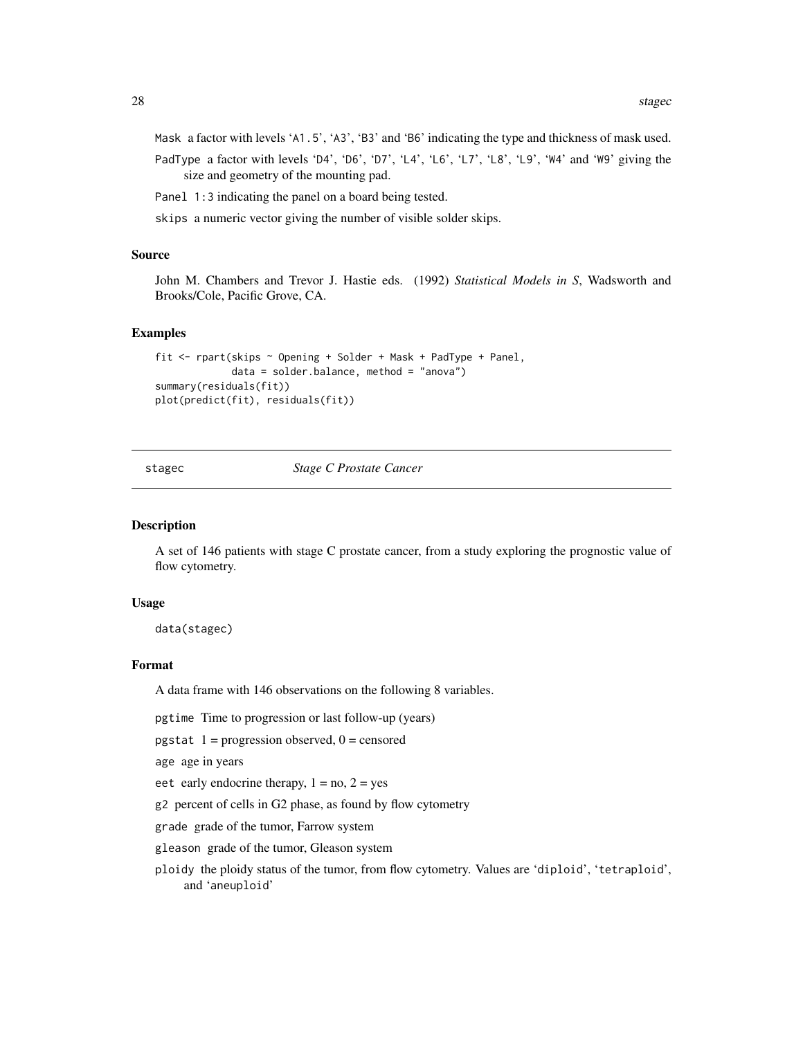Mask a factor with levels 'A1.5', 'A3', 'B3' and 'B6' indicating the type and thickness of mask used.

PadType a factor with levels 'D4', 'D6', 'D7', 'L4', 'L6', 'L7', 'L8', 'L9', 'W4' and 'W9' giving the size and geometry of the mounting pad.

Panel 1:3 indicating the panel on a board being tested.

skips a numeric vector giving the number of visible solder skips.

### Source

John M. Chambers and Trevor J. Hastie eds. (1992) *Statistical Models in S*, Wadsworth and Brooks/Cole, Pacific Grove, CA.

### Examples

```
fit <- rpart(skips ~ Opening + Solder + Mask + PadType + Panel,
             data = solder.balance, method = "anova")
summary(residuals(fit))
plot(predict(fit), residuals(fit))
```

---

## stagec    *Stage C Prostate Cancer*

---

### Description

A set of 146 patients with stage C prostate cancer, from a study exploring the prognostic value of flow cytometry.

### Usage

```
data(stagec)
```

### Format

A data frame with 146 observations on the following 8 variables.

pgtime Time to progression or last follow-up (years)

pgstat 1 = progression observed, 0 = censored

age age in years

eet early endocrine therapy, 1 = no, 2 = yes

g2 percent of cells in G2 phase, as found by flow cytometry

grade grade of the tumor, Farrow system

gleason grade of the tumor, Gleason system

ploidy the ploidy status of the tumor, from flow cytometry. Values are 'diploid', 'tetraploid', and 'aneuploid'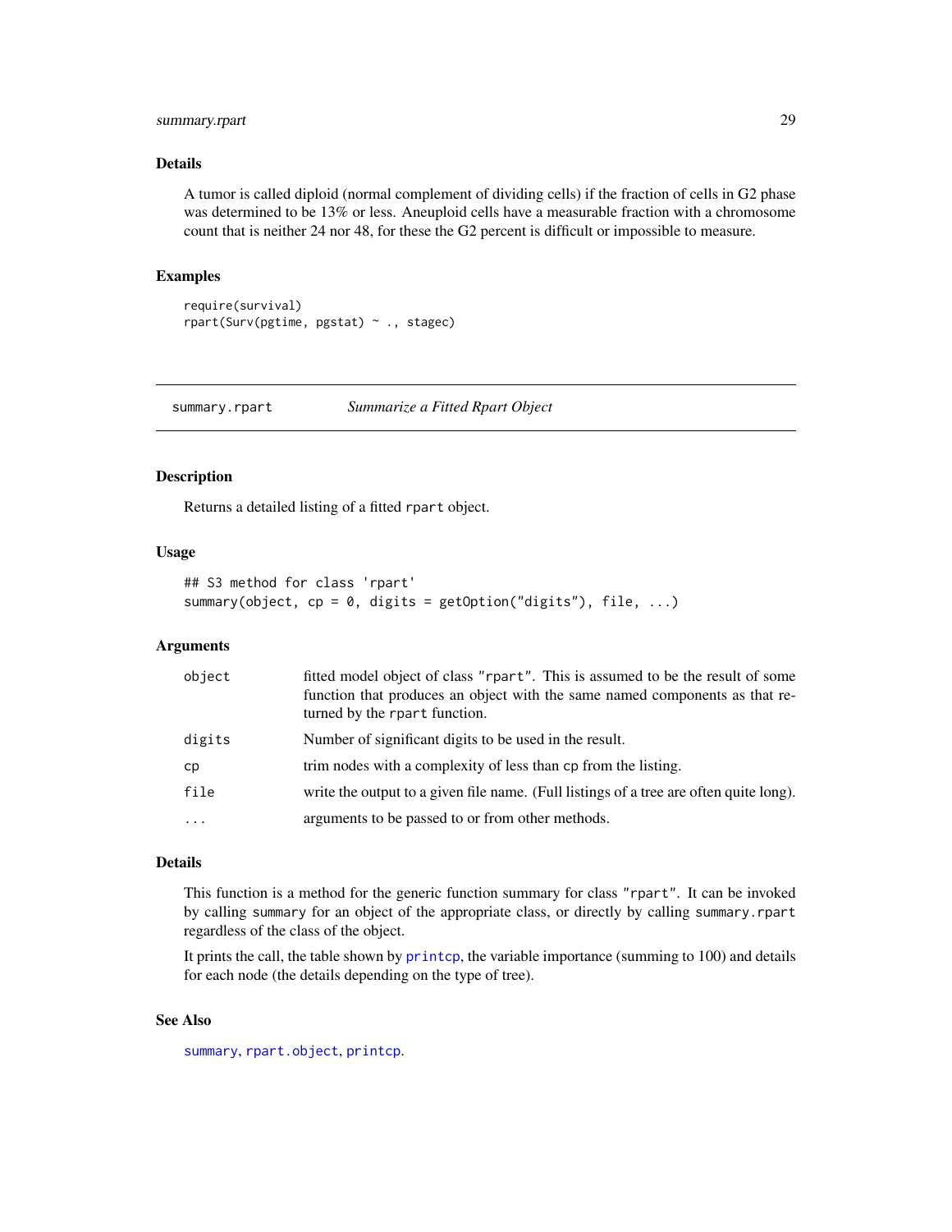### Details

A tumor is called diploid (normal complement of dividing cells) if the fraction of cells in G2 phase was determined to be 13% or less. Aneuploid cells have a measurable fraction with a chromosome count that is neither 24 nor 48, for these the G2 percent is difficult or impossible to measure.

### Examples

```
require(survival)
rpart(Surv(pgtime, pgstat) ~ ., stagec)
```

---

## summary.rpart &nbsp;&nbsp;&nbsp; *Summarize a Fitted Rpart Object*

---

### Description

Returns a detailed listing of a fitted `rpart` object.

### Usage

```
## S3 method for class 'rpart'
summary(object, cp = 0, digits = getOption("digits"), file, ...)
```

### Arguments

| | |
|---|---|
| `object` | fitted model object of class `"rpart"`. This is assumed to be the result of some function that produces an object with the same named components as that returned by the `rpart` function. |
| `digits` | Number of significant digits to be used in the result. |
| `cp` | trim nodes with a complexity of less than `cp` from the listing. |
| `file` | write the output to a given file name. (Full listings of a tree are often quite long). |
| `...` | arguments to be passed to or from other methods. |

### Details

This function is a method for the generic function summary for class `"rpart"`. It can be invoked by calling `summary` for an object of the appropriate class, or directly by calling `summary.rpart` regardless of the class of the object.

It prints the call, the table shown by `printcp`, the variable importance (summing to 100) and details for each node (the details depending on the type of tree).

### See Also

`summary`, `rpart.object`, `printcp`.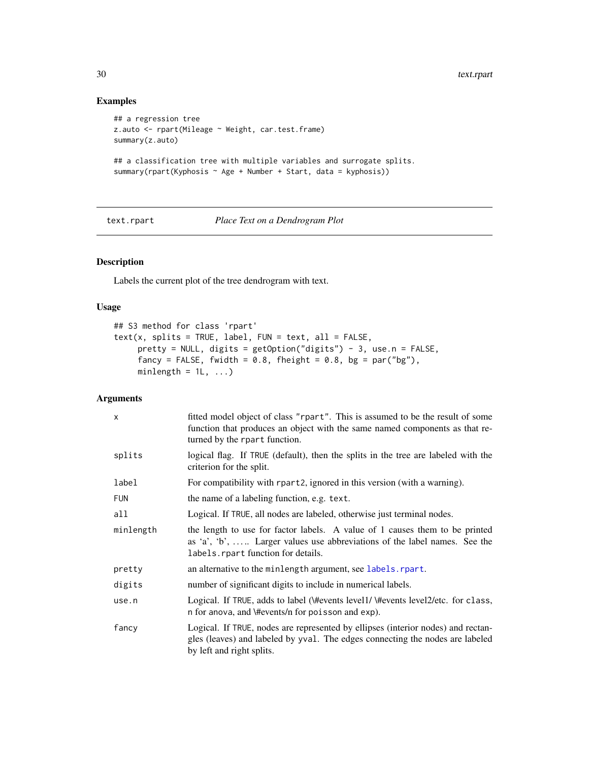## Examples

```
## a regression tree
z.auto <- rpart(Mileage ~ Weight, car.test.frame)
summary(z.auto)

## a classification tree with multiple variables and surrogate splits.
summary(rpart(Kyphosis ~ Age + Number + Start, data = kyphosis))
```

---

text.rpart *Place Text on a Dendrogram Plot*

---

## Description

Labels the current plot of the tree dendrogram with text.

## Usage

```
## S3 method for class 'rpart'
text(x, splits = TRUE, label, FUN = text, all = FALSE,
     pretty = NULL, digits = getOption("digits") - 3, use.n = FALSE,
     fancy = FALSE, fwidth = 0.8, fheight = 0.8, bg = par("bg"),
     minlength = 1L, ...)
```

## Arguments

| | |
|---|---|
| x | fitted model object of class "rpart". This is assumed to be the result of some function that produces an object with the same named components as that returned by the rpart function. |
| splits | logical flag. If TRUE (default), then the splits in the tree are labeled with the criterion for the split. |
| label | For compatibility with rpart2, ignored in this version (with a warning). |
| FUN | the name of a labeling function, e.g. text. |
| all | Logical. If TRUE, all nodes are labeled, otherwise just terminal nodes. |
| minlength | the length to use for factor labels. A value of 1 causes them to be printed as 'a', 'b', ..... Larger values use abbreviations of the label names. See the labels.rpart function for details. |
| pretty | an alternative to the minlength argument, see labels.rpart. |
| digits | number of significant digits to include in numerical labels. |
| use.n | Logical. If TRUE, adds to label (\#events level1/ \#events level2/etc. for class, n for anova, and \#events/n for poisson and exp). |
| fancy | Logical. If TRUE, nodes are represented by ellipses (interior nodes) and rectangles (leaves) and labeled by yval. The edges connecting the nodes are labeled by left and right splits. |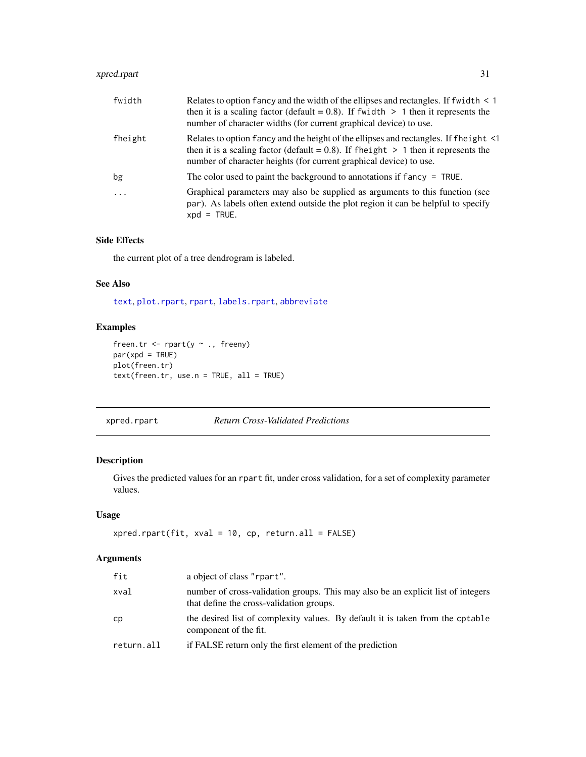| | |
|---|---|
| fwidth | Relates to option fancy and the width of the ellipses and rectangles. If fwidth < 1 then it is a scaling factor (default = 0.8). If fwidth > 1 then it represents the number of character widths (for current graphical device) to use. |
| fheight | Relates to option fancy and the height of the ellipses and rectangles. If fheight <1 then it is a scaling factor (default = 0.8). If fheight > 1 then it represents the number of character heights (for current graphical device) to use. |
| bg | The color used to paint the background to annotations if fancy = TRUE. |
| ... | Graphical parameters may also be supplied as arguments to this function (see par). As labels often extend outside the plot region it can be helpful to specify xpd = TRUE. |

### Side Effects

the current plot of a tree dendrogram is labeled.

### See Also

text, plot.rpart, rpart, labels.rpart, abbreviate

### Examples

```
freen.tr <- rpart(y ~ ., freeny)
par(xpd = TRUE)
plot(freen.tr)
text(freen.tr, use.n = TRUE, all = TRUE)
```

---

## xpred.rpart *Return Cross-Validated Predictions*

---

### Description

Gives the predicted values for an rpart fit, under cross validation, for a set of complexity parameter values.

### Usage

```
xpred.rpart(fit, xval = 10, cp, return.all = FALSE)
```

### Arguments

| | |
|---|---|
| fit | a object of class "rpart". |
| xval | number of cross-validation groups. This may also be an explicit list of integers that define the cross-validation groups. |
| cp | the desired list of complexity values. By default it is taken from the cptable component of the fit. |
| return.all | if FALSE return only the first element of the prediction |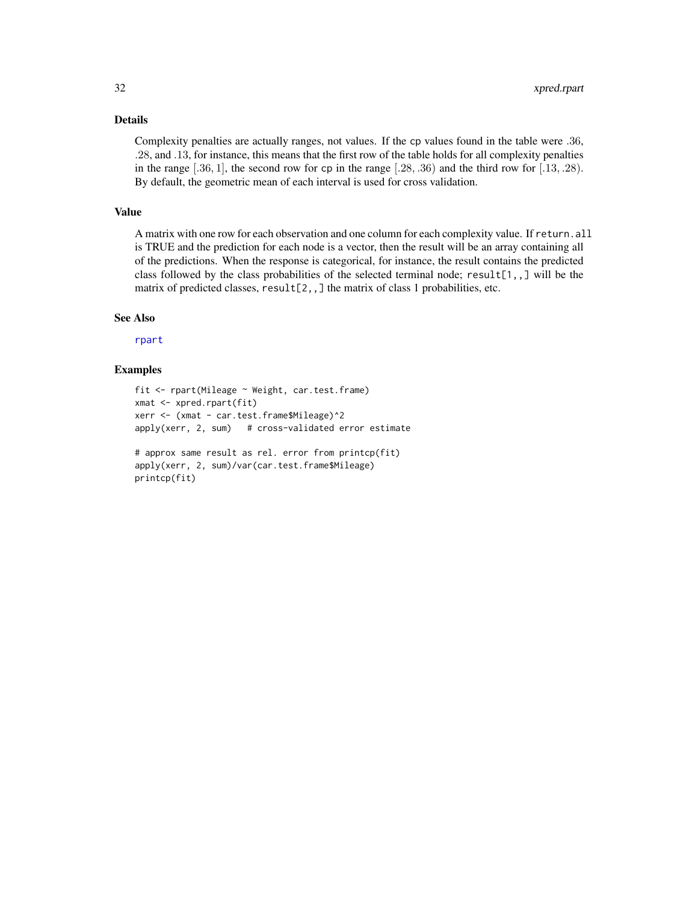### Details

Complexity penalties are actually ranges, not values. If the cp values found in the table were $.36$, $.28$, and $.13$, for instance, this means that the first row of the table holds for all complexity penalties in the range $[.36, 1]$, the second row for cp in the range $[.28, .36)$ and the third row for $[.13, .28)$. By default, the geometric mean of each interval is used for cross validation.

### Value

A matrix with one row for each observation and one column for each complexity value. If `return.all` is TRUE and the prediction for each node is a vector, then the result will be an array containing all of the predictions. When the response is categorical, for instance, the result contains the predicted class followed by the class probabilities of the selected terminal node; `result[1,,]` will be the matrix of predicted classes, `result[2,,]` the matrix of class 1 probabilities, etc.

### See Also

rpart

### Examples

```
fit <- rpart(Mileage ~ Weight, car.test.frame)
xmat <- xpred.rpart(fit)
xerr <- (xmat - car.test.frame$Mileage)^2
apply(xerr, 2, sum)   # cross-validated error estimate

# approx same result as rel. error from printcp(fit)
apply(xerr, 2, sum)/var(car.test.frame$Mileage)
printcp(fit)
```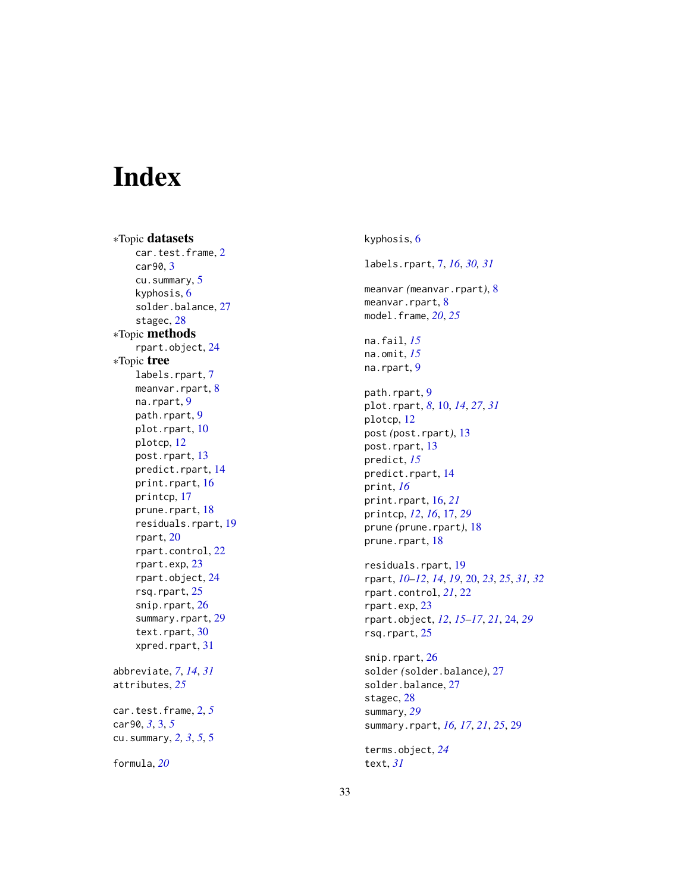# Index

∗Topic **datasets**
- car.test.frame, 2
- car90, 3
- cu.summary, 5
- kyphosis, 6
- solder.balance, 27
- stagec, 28

∗Topic **methods**
- rpart.object, 24

∗Topic **tree**
- labels.rpart, 7
- meanvar.rpart, 8
- na.rpart, 9
- path.rpart, 9
- plot.rpart, 10
- plotcp, 12
- post.rpart, 13
- predict.rpart, 14
- print.rpart, 16
- printcp, 17
- prune.rpart, 18
- residuals.rpart, 19
- rpart, 20
- rpart.control, 22
- rpart.exp, 23
- rpart.object, 24
- rsq.rpart, 25
- snip.rpart, 26
- summary.rpart, 29
- text.rpart, 30
- xpred.rpart, 31

abbreviate, *7*, *14*, *31*
attributes, *25*

car.test.frame, 2, *5*
car90, *3*, 3, *5*
cu.summary, *2, 3*, *5*, 5

formula, *20*

kyphosis, 6

labels.rpart, 7, *16*, *30, 31*

meanvar *(*meanvar.rpart*)*, 8
meanvar.rpart, 8
model.frame, *20*, *25*

na.fail, *15*
na.omit, *15*
na.rpart, 9

path.rpart, 9
plot.rpart, *8*, 10, *14*, *27*, *31*
plotcp, 12
post *(*post.rpart*)*, 13
post.rpart, 13
predict, *15*
predict.rpart, 14
print, *16*
print.rpart, 16, *21*
printcp, *12*, *16*, 17, *29*
prune *(*prune.rpart*)*, 18
prune.rpart, 18

residuals.rpart, 19
rpart, *10–12*, *14*, *19*, 20, *23*, *25*, *31, 32*
rpart.control, *21*, 22
rpart.exp, 23
rpart.object, *12*, *15–17*, *21*, 24, *29*
rsq.rpart, 25

snip.rpart, 26
solder *(*solder.balance*)*, 27
solder.balance, 27
stagec, 28
summary, *29*
summary.rpart, *16, 17*, *21*, *25*, 29

terms.object, *24*
text, *31*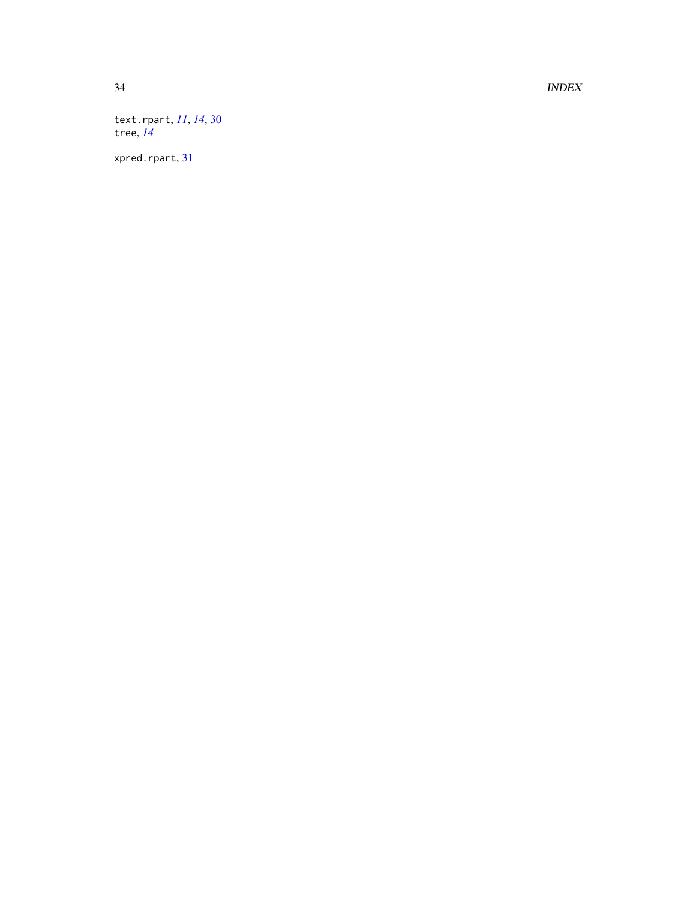text.rpart, *11*, *14*, 30
tree, *14*

xpred.rpart, 31